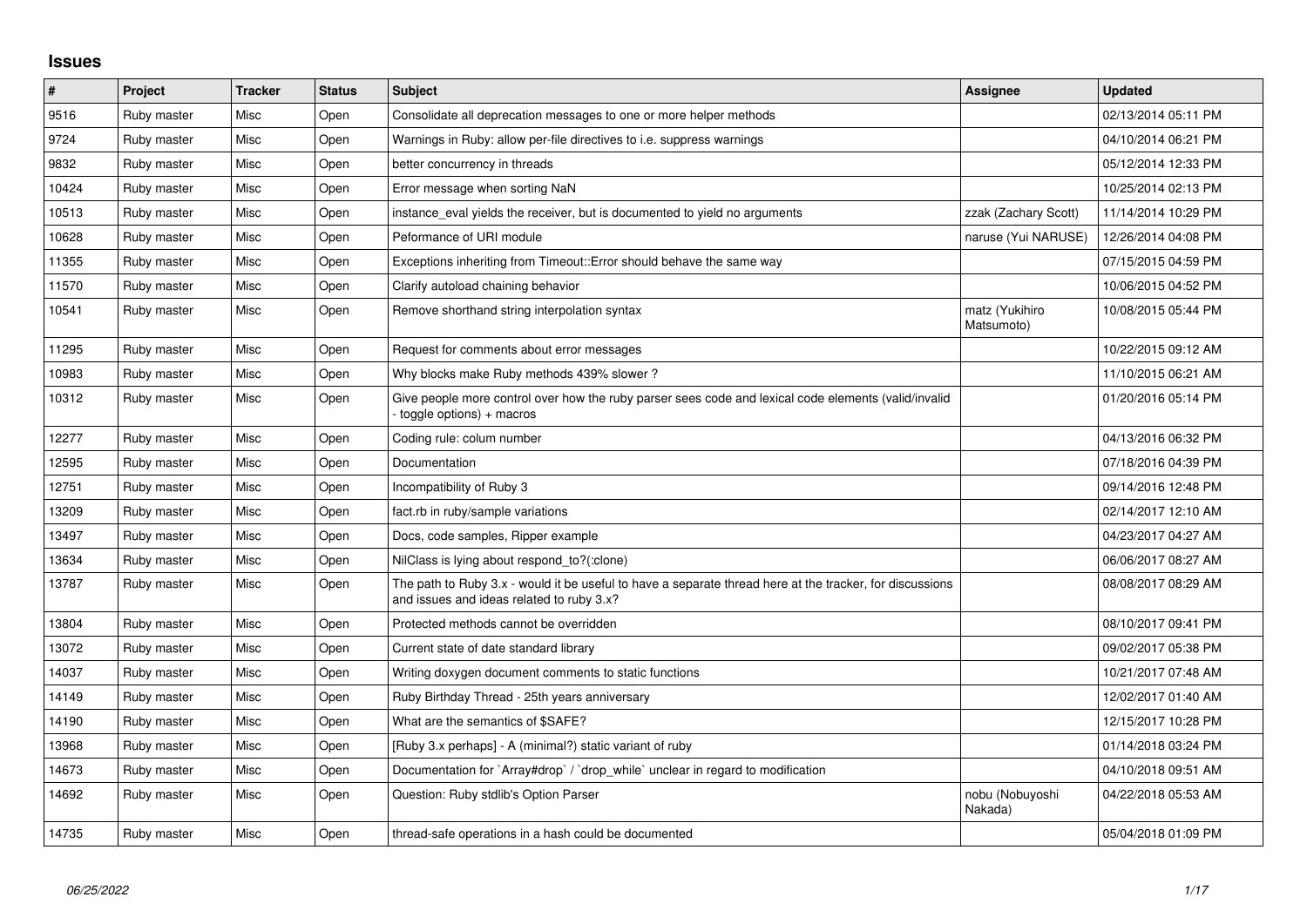# Issues

| # | Project | Tracker | Status | Subject | Assignee | Updated |
|---|---|---|---|---|---|---|
| 9516 | Ruby master | Misc | Open | Consolidate all deprecation messages to one or more helper methods | | 02/13/2014 05:11 PM |
| 9724 | Ruby master | Misc | Open | Warnings in Ruby: allow per-file directives to i.e. suppress warnings | | 04/10/2014 06:21 PM |
| 9832 | Ruby master | Misc | Open | better concurrency in threads | | 05/12/2014 12:33 PM |
| 10424 | Ruby master | Misc | Open | Error message when sorting NaN | | 10/25/2014 02:13 PM |
| 10513 | Ruby master | Misc | Open | instance_eval yields the receiver, but is documented to yield no arguments | zzak (Zachary Scott) | 11/14/2014 10:29 PM |
| 10628 | Ruby master | Misc | Open | Peformance of URI module | naruse (Yui NARUSE) | 12/26/2014 04:08 PM |
| 11355 | Ruby master | Misc | Open | Exceptions inheriting from Timeout::Error should behave the same way | | 07/15/2015 04:59 PM |
| 11570 | Ruby master | Misc | Open | Clarify autoload chaining behavior | | 10/06/2015 04:52 PM |
| 10541 | Ruby master | Misc | Open | Remove shorthand string interpolation syntax | matz (Yukihiro Matsumoto) | 10/08/2015 05:44 PM |
| 11295 | Ruby master | Misc | Open | Request for comments about error messages | | 10/22/2015 09:12 AM |
| 10983 | Ruby master | Misc | Open | Why blocks make Ruby methods 439% slower ? | | 11/10/2015 06:21 AM |
| 10312 | Ruby master | Misc | Open | Give people more control over how the ruby parser sees code and lexical code elements (valid/invalid - toggle options) + macros | | 01/20/2016 05:14 PM |
| 12277 | Ruby master | Misc | Open | Coding rule: colum number | | 04/13/2016 06:32 PM |
| 12595 | Ruby master | Misc | Open | Documentation | | 07/18/2016 04:39 PM |
| 12751 | Ruby master | Misc | Open | Incompatibility of Ruby 3 | | 09/14/2016 12:48 PM |
| 13209 | Ruby master | Misc | Open | fact.rb in ruby/sample variations | | 02/14/2017 12:10 AM |
| 13497 | Ruby master | Misc | Open | Docs, code samples, Ripper example | | 04/23/2017 04:27 AM |
| 13634 | Ruby master | Misc | Open | NilClass is lying about respond_to?(:clone) | | 06/06/2017 08:27 AM |
| 13787 | Ruby master | Misc | Open | The path to Ruby 3.x - would it be useful to have a separate thread here at the tracker, for discussions and issues and ideas related to ruby 3.x? | | 08/08/2017 08:29 AM |
| 13804 | Ruby master | Misc | Open | Protected methods cannot be overridden | | 08/10/2017 09:41 PM |
| 13072 | Ruby master | Misc | Open | Current state of date standard library | | 09/02/2017 05:38 PM |
| 14037 | Ruby master | Misc | Open | Writing doxygen document comments to static functions | | 10/21/2017 07:48 AM |
| 14149 | Ruby master | Misc | Open | Ruby Birthday Thread - 25th years anniversary | | 12/02/2017 01:40 AM |
| 14190 | Ruby master | Misc | Open | What are the semantics of $SAFE? | | 12/15/2017 10:28 PM |
| 13968 | Ruby master | Misc | Open | [Ruby 3.x perhaps] - A (minimal?) static variant of ruby | | 01/14/2018 03:24 PM |
| 14673 | Ruby master | Misc | Open | Documentation for `Array#drop` / `drop_while` unclear in regard to modification | | 04/10/2018 09:51 AM |
| 14692 | Ruby master | Misc | Open | Question: Ruby stdlib's Option Parser | nobu (Nobuyoshi Nakada) | 04/22/2018 05:53 AM |
| 14735 | Ruby master | Misc | Open | thread-safe operations in a hash could be documented | | 05/04/2018 01:09 PM |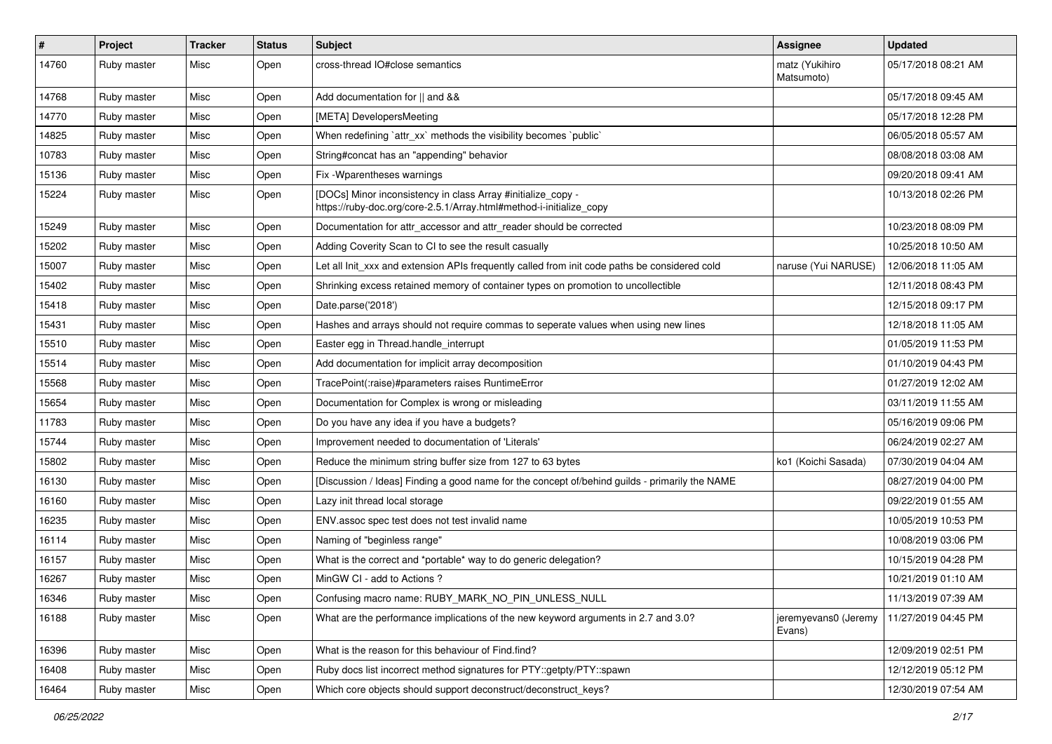| # | Project | Tracker | Status | Subject | Assignee | Updated |
|---|---|---|---|---|---|---|
| 14760 | Ruby master | Misc | Open | cross-thread IO#close semantics | matz (Yukihiro Matsumoto) | 05/17/2018 08:21 AM |
| 14768 | Ruby master | Misc | Open | Add documentation for \|\| and && | | 05/17/2018 09:45 AM |
| 14770 | Ruby master | Misc | Open | [META] DevelopersMeeting | | 05/17/2018 12:28 PM |
| 14825 | Ruby master | Misc | Open | When redefining `attr_xx` methods the visibility becomes `public` | | 06/05/2018 05:57 AM |
| 10783 | Ruby master | Misc | Open | String#concat has an "appending" behavior | | 08/08/2018 03:08 AM |
| 15136 | Ruby master | Misc | Open | Fix -Wparentheses warnings | | 09/20/2018 09:41 AM |
| 15224 | Ruby master | Misc | Open | [DOCs] Minor inconsistency in class Array #initialize_copy - https://ruby-doc.org/core-2.5.1/Array.html#method-i-initialize_copy | | 10/13/2018 02:26 PM |
| 15249 | Ruby master | Misc | Open | Documentation for attr_accessor and attr_reader should be corrected | | 10/23/2018 08:09 PM |
| 15202 | Ruby master | Misc | Open | Adding Coverity Scan to CI to see the result casually | | 10/25/2018 10:50 AM |
| 15007 | Ruby master | Misc | Open | Let all Init_xxx and extension APIs frequently called from init code paths be considered cold | naruse (Yui NARUSE) | 12/06/2018 11:05 AM |
| 15402 | Ruby master | Misc | Open | Shrinking excess retained memory of container types on promotion to uncollectible | | 12/11/2018 08:43 PM |
| 15418 | Ruby master | Misc | Open | Date.parse('2018') | | 12/15/2018 09:17 PM |
| 15431 | Ruby master | Misc | Open | Hashes and arrays should not require commas to seperate values when using new lines | | 12/18/2018 11:05 AM |
| 15510 | Ruby master | Misc | Open | Easter egg in Thread.handle_interrupt | | 01/05/2019 11:53 PM |
| 15514 | Ruby master | Misc | Open | Add documentation for implicit array decomposition | | 01/10/2019 04:43 PM |
| 15568 | Ruby master | Misc | Open | TracePoint(:raise)#parameters raises RuntimeError | | 01/27/2019 12:02 AM |
| 15654 | Ruby master | Misc | Open | Documentation for Complex is wrong or misleading | | 03/11/2019 11:55 AM |
| 11783 | Ruby master | Misc | Open | Do you have any idea if you have a budgets? | | 05/16/2019 09:06 PM |
| 15744 | Ruby master | Misc | Open | Improvement needed to documentation of 'Literals' | | 06/24/2019 02:27 AM |
| 15802 | Ruby master | Misc | Open | Reduce the minimum string buffer size from 127 to 63 bytes | ko1 (Koichi Sasada) | 07/30/2019 04:04 AM |
| 16130 | Ruby master | Misc | Open | [Discussion / Ideas] Finding a good name for the concept of/behind guilds - primarily the NAME | | 08/27/2019 04:00 PM |
| 16160 | Ruby master | Misc | Open | Lazy init thread local storage | | 09/22/2019 01:55 AM |
| 16235 | Ruby master | Misc | Open | ENV.assoc spec test does not test invalid name | | 10/05/2019 10:53 PM |
| 16114 | Ruby master | Misc | Open | Naming of "beginless range" | | 10/08/2019 03:06 PM |
| 16157 | Ruby master | Misc | Open | What is the correct and *portable* way to do generic delegation? | | 10/15/2019 04:28 PM |
| 16267 | Ruby master | Misc | Open | MinGW CI - add to Actions ? | | 10/21/2019 01:10 AM |
| 16346 | Ruby master | Misc | Open | Confusing macro name: RUBY_MARK_NO_PIN_UNLESS_NULL | | 11/13/2019 07:39 AM |
| 16188 | Ruby master | Misc | Open | What are the performance implications of the new keyword arguments in 2.7 and 3.0? | jeremyevans0 (Jeremy Evans) | 11/27/2019 04:45 PM |
| 16396 | Ruby master | Misc | Open | What is the reason for this behaviour of Find.find? | | 12/09/2019 02:51 PM |
| 16408 | Ruby master | Misc | Open | Ruby docs list incorrect method signatures for PTY::getpty/PTY::spawn | | 12/12/2019 05:12 PM |
| 16464 | Ruby master | Misc | Open | Which core objects should support deconstruct/deconstruct_keys? | | 12/30/2019 07:54 AM |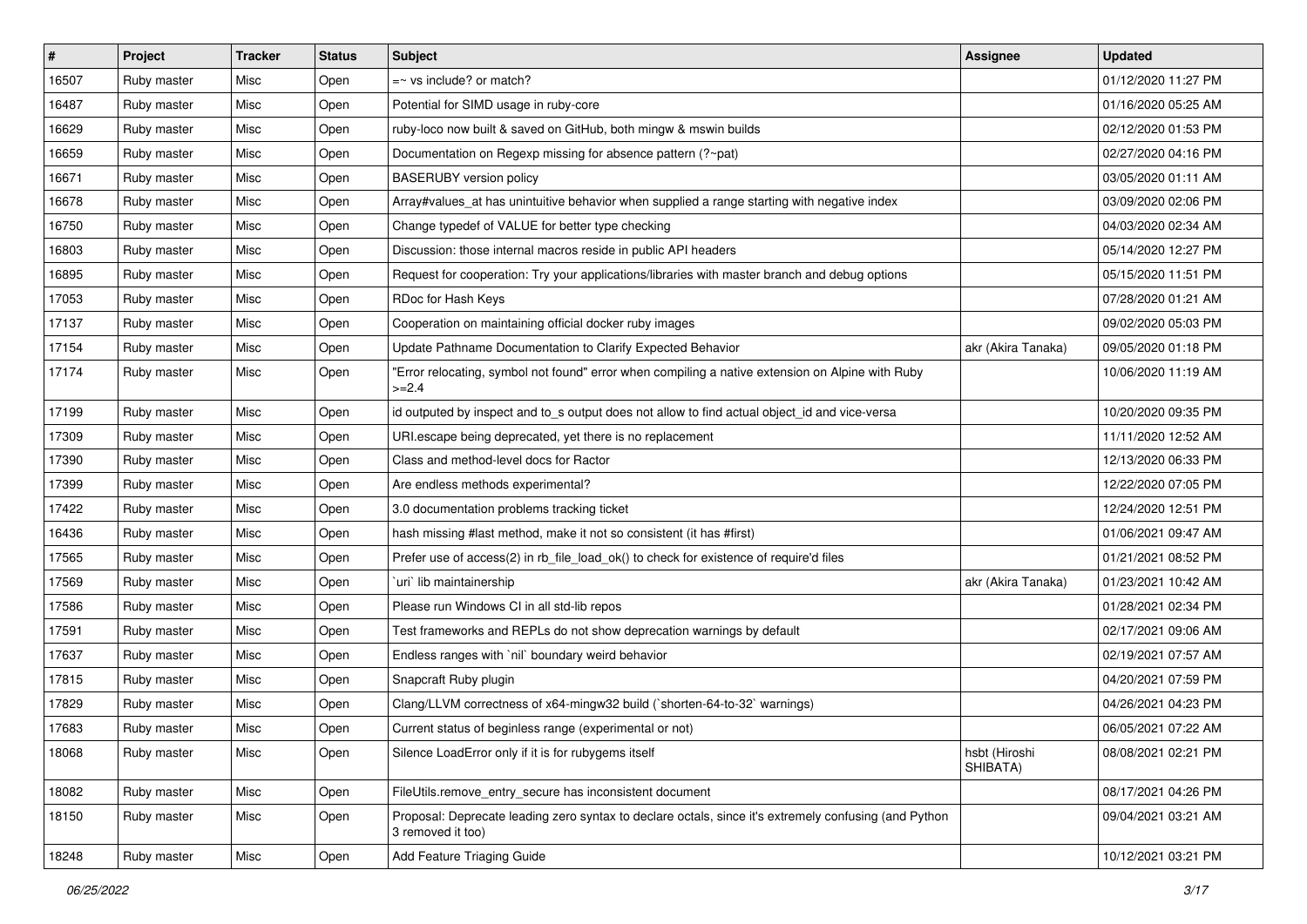| # | Project | Tracker | Status | Subject | Assignee | Updated |
|---|---|---|---|---|---|---|
| 16507 | Ruby master | Misc | Open | =~ vs include? or match? | | 01/12/2020 11:27 PM |
| 16487 | Ruby master | Misc | Open | Potential for SIMD usage in ruby-core | | 01/16/2020 05:25 AM |
| 16629 | Ruby master | Misc | Open | ruby-loco now built & saved on GitHub, both mingw & mswin builds | | 02/12/2020 01:53 PM |
| 16659 | Ruby master | Misc | Open | Documentation on Regexp missing for absence pattern (?~pat) | | 02/27/2020 04:16 PM |
| 16671 | Ruby master | Misc | Open | BASERUBY version policy | | 03/05/2020 01:11 AM |
| 16678 | Ruby master | Misc | Open | Array#values_at has unintuitive behavior when supplied a range starting with negative index | | 03/09/2020 02:06 PM |
| 16750 | Ruby master | Misc | Open | Change typedef of VALUE for better type checking | | 04/03/2020 02:34 AM |
| 16803 | Ruby master | Misc | Open | Discussion: those internal macros reside in public API headers | | 05/14/2020 12:27 PM |
| 16895 | Ruby master | Misc | Open | Request for cooperation: Try your applications/libraries with master branch and debug options | | 05/15/2020 11:51 PM |
| 17053 | Ruby master | Misc | Open | RDoc for Hash Keys | | 07/28/2020 01:21 AM |
| 17137 | Ruby master | Misc | Open | Cooperation on maintaining official docker ruby images | | 09/02/2020 05:03 PM |
| 17154 | Ruby master | Misc | Open | Update Pathname Documentation to Clarify Expected Behavior | akr (Akira Tanaka) | 09/05/2020 01:18 PM |
| 17174 | Ruby master | Misc | Open | "Error relocating, symbol not found" error when compiling a native extension on Alpine with Ruby >=2.4 | | 10/06/2020 11:19 AM |
| 17199 | Ruby master | Misc | Open | id outputed by inspect and to_s output does not allow to find actual object_id and vice-versa | | 10/20/2020 09:35 PM |
| 17309 | Ruby master | Misc | Open | URI.escape being deprecated, yet there is no replacement | | 11/11/2020 12:52 AM |
| 17390 | Ruby master | Misc | Open | Class and method-level docs for Ractor | | 12/13/2020 06:33 PM |
| 17399 | Ruby master | Misc | Open | Are endless methods experimental? | | 12/22/2020 07:05 PM |
| 17422 | Ruby master | Misc | Open | 3.0 documentation problems tracking ticket | | 12/24/2020 12:51 PM |
| 16436 | Ruby master | Misc | Open | hash missing #last method, make it not so consistent (it has #first) | | 01/06/2021 09:47 AM |
| 17565 | Ruby master | Misc | Open | Prefer use of access(2) in rb_file_load_ok() to check for existence of require'd files | | 01/21/2021 08:52 PM |
| 17569 | Ruby master | Misc | Open | `uri` lib maintainership | akr (Akira Tanaka) | 01/23/2021 10:42 AM |
| 17586 | Ruby master | Misc | Open | Please run Windows CI in all std-lib repos | | 01/28/2021 02:34 PM |
| 17591 | Ruby master | Misc | Open | Test frameworks and REPLs do not show deprecation warnings by default | | 02/17/2021 09:06 AM |
| 17637 | Ruby master | Misc | Open | Endless ranges with `nil` boundary weird behavior | | 02/19/2021 07:57 AM |
| 17815 | Ruby master | Misc | Open | Snapcraft Ruby plugin | | 04/20/2021 07:59 PM |
| 17829 | Ruby master | Misc | Open | Clang/LLVM correctness of x64-mingw32 build (`shorten-64-to-32` warnings) | | 04/26/2021 04:23 PM |
| 17683 | Ruby master | Misc | Open | Current status of beginless range (experimental or not) | | 06/05/2021 07:22 AM |
| 18068 | Ruby master | Misc | Open | Silence LoadError only if it is for rubygems itself | hsbt (Hiroshi SHIBATA) | 08/08/2021 02:21 PM |
| 18082 | Ruby master | Misc | Open | FileUtils.remove_entry_secure has inconsistent document | | 08/17/2021 04:26 PM |
| 18150 | Ruby master | Misc | Open | Proposal: Deprecate leading zero syntax to declare octals, since it's extremely confusing (and Python 3 removed it too) | | 09/04/2021 03:21 AM |
| 18248 | Ruby master | Misc | Open | Add Feature Triaging Guide | | 10/12/2021 03:21 PM |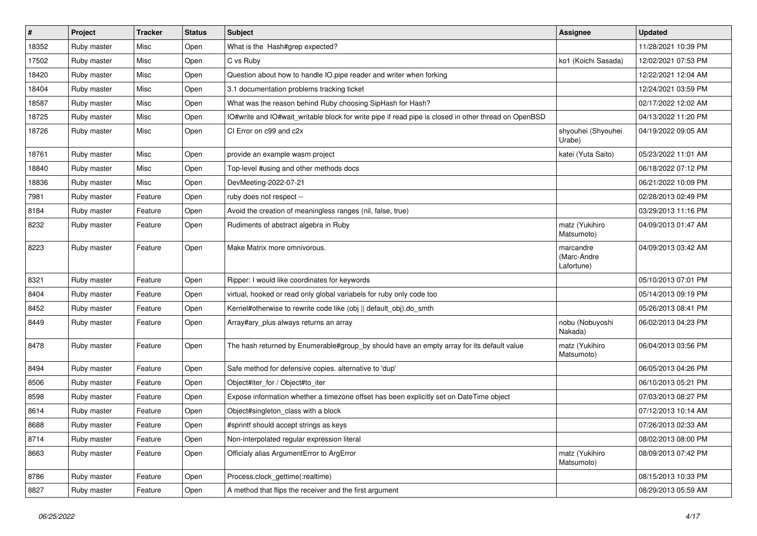| # | Project | Tracker | Status | Subject | Assignee | Updated |
| --- | --- | --- | --- | --- | --- | --- |
| 18352 | Ruby master | Misc | Open | What is the Hash#grep expected? | | 11/28/2021 10:39 PM |
| 17502 | Ruby master | Misc | Open | C vs Ruby | ko1 (Koichi Sasada) | 12/02/2021 07:53 PM |
| 18420 | Ruby master | Misc | Open | Question about how to handle IO.pipe reader and writer when forking | | 12/22/2021 12:04 AM |
| 18404 | Ruby master | Misc | Open | 3.1 documentation problems tracking ticket | | 12/24/2021 03:59 PM |
| 18587 | Ruby master | Misc | Open | What was the reason behind Ruby choosing SipHash for Hash? | | 02/17/2022 12:02 AM |
| 18725 | Ruby master | Misc | Open | IO#write and IO#wait_writable block for write pipe if read pipe is closed in other thread on OpenBSD | | 04/13/2022 11:20 PM |
| 18726 | Ruby master | Misc | Open | CI Error on c99 and c2x | shyouhei (Shyouhei Urabe) | 04/19/2022 09:05 AM |
| 18761 | Ruby master | Misc | Open | provide an example wasm project | katei (Yuta Saito) | 05/23/2022 11:01 AM |
| 18840 | Ruby master | Misc | Open | Top-level #using and other methods docs | | 06/18/2022 07:12 PM |
| 18836 | Ruby master | Misc | Open | DevMeeting-2022-07-21 | | 06/21/2022 10:09 PM |
| 7981 | Ruby master | Feature | Open | ruby does not respect -- | | 02/28/2013 02:49 PM |
| 8184 | Ruby master | Feature | Open | Avoid the creation of meaningless ranges (nil, false, true) | | 03/29/2013 11:16 PM |
| 8232 | Ruby master | Feature | Open | Rudiments of abstract algebra in Ruby | matz (Yukihiro Matsumoto) | 04/09/2013 01:47 AM |
| 8223 | Ruby master | Feature | Open | Make Matrix more omnivorous. | marcandre (Marc-Andre Lafortune) | 04/09/2013 03:42 AM |
| 8321 | Ruby master | Feature | Open | Ripper: I would like coordinates for keywords | | 05/10/2013 07:01 PM |
| 8404 | Ruby master | Feature | Open | virtual, hooked or read only global variabels for ruby only code too | | 05/14/2013 09:19 PM |
| 8452 | Ruby master | Feature | Open | Kernel#otherwise to rewrite code like (obj \|\| default_obj).do_smth | | 05/26/2013 08:41 PM |
| 8449 | Ruby master | Feature | Open | Array#ary_plus always returns an array | nobu (Nobuyoshi Nakada) | 06/02/2013 04:23 PM |
| 8478 | Ruby master | Feature | Open | The hash returned by Enumerable#group_by should have an empty array for its default value | matz (Yukihiro Matsumoto) | 06/04/2013 03:56 PM |
| 8494 | Ruby master | Feature | Open | Safe method for defensive copies. alternative to 'dup' | | 06/05/2013 04:26 PM |
| 8506 | Ruby master | Feature | Open | Object#iter_for / Object#to_iter | | 06/10/2013 05:21 PM |
| 8598 | Ruby master | Feature | Open | Expose information whether a timezone offset has been explicitly set on DateTime object | | 07/03/2013 08:27 PM |
| 8614 | Ruby master | Feature | Open | Object#singleton_class with a block | | 07/12/2013 10:14 AM |
| 8688 | Ruby master | Feature | Open | #sprintf should accept strings as keys | | 07/26/2013 02:33 AM |
| 8714 | Ruby master | Feature | Open | Non-interpolated regular expression literal | | 08/02/2013 08:00 PM |
| 8663 | Ruby master | Feature | Open | Officialy alias ArgumentError to ArgError | matz (Yukihiro Matsumoto) | 08/09/2013 07:42 PM |
| 8786 | Ruby master | Feature | Open | Process.clock_gettime(:realtime) | | 08/15/2013 10:33 PM |
| 8827 | Ruby master | Feature | Open | A method that flips the receiver and the first argument | | 08/29/2013 05:59 AM |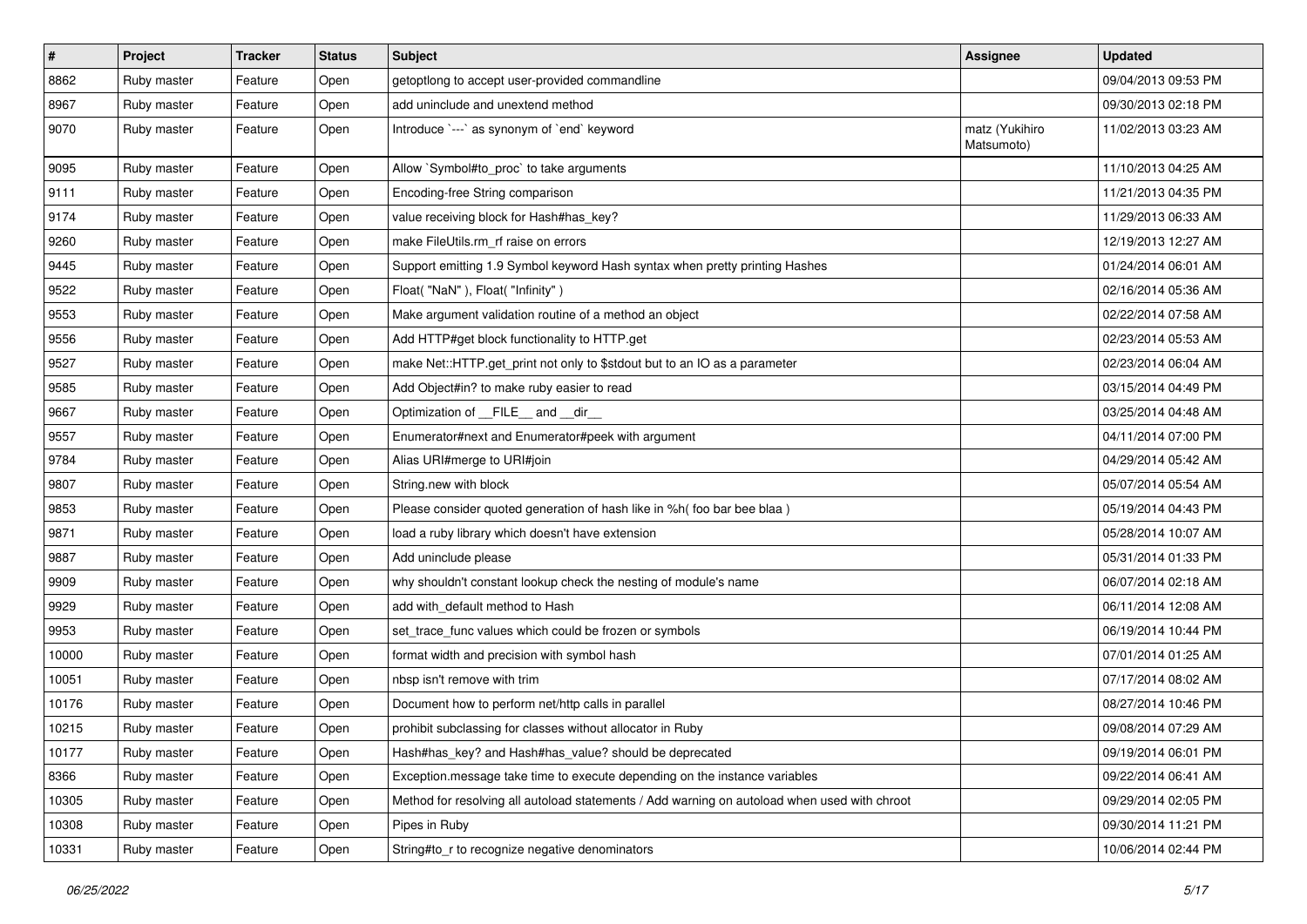| # | Project | Tracker | Status | Subject | Assignee | Updated |
|---|---|---|---|---|---|---|
| 8862 | Ruby master | Feature | Open | getoptlong to accept user-provided commandline | | 09/04/2013 09:53 PM |
| 8967 | Ruby master | Feature | Open | add uninclude and unextend method | | 09/30/2013 02:18 PM |
| 9070 | Ruby master | Feature | Open | Introduce `---` as synonym of `end` keyword | matz (Yukihiro Matsumoto) | 11/02/2013 03:23 AM |
| 9095 | Ruby master | Feature | Open | Allow `Symbol#to_proc` to take arguments | | 11/10/2013 04:25 AM |
| 9111 | Ruby master | Feature | Open | Encoding-free String comparison | | 11/21/2013 04:35 PM |
| 9174 | Ruby master | Feature | Open | value receiving block for Hash#has_key? | | 11/29/2013 06:33 AM |
| 9260 | Ruby master | Feature | Open | make FileUtils.rm_rf raise on errors | | 12/19/2013 12:27 AM |
| 9445 | Ruby master | Feature | Open | Support emitting 1.9 Symbol keyword Hash syntax when pretty printing Hashes | | 01/24/2014 06:01 AM |
| 9522 | Ruby master | Feature | Open | Float( "NaN" ), Float( "Infinity" ) | | 02/16/2014 05:36 AM |
| 9553 | Ruby master | Feature | Open | Make argument validation routine of a method an object | | 02/22/2014 07:58 AM |
| 9556 | Ruby master | Feature | Open | Add HTTP#get block functionality to HTTP.get | | 02/23/2014 05:53 AM |
| 9527 | Ruby master | Feature | Open | make Net::HTTP.get_print not only to $stdout but to an IO as a parameter | | 02/23/2014 06:04 AM |
| 9585 | Ruby master | Feature | Open | Add Object#in? to make ruby easier to read | | 03/15/2014 04:49 PM |
| 9667 | Ruby master | Feature | Open | Optimization of __FILE__ and __dir__ | | 03/25/2014 04:48 AM |
| 9557 | Ruby master | Feature | Open | Enumerator#next and Enumerator#peek with argument | | 04/11/2014 07:00 PM |
| 9784 | Ruby master | Feature | Open | Alias URI#merge to URI#join | | 04/29/2014 05:42 AM |
| 9807 | Ruby master | Feature | Open | String.new with block | | 05/07/2014 05:54 AM |
| 9853 | Ruby master | Feature | Open | Please consider quoted generation of hash like in %h( foo bar bee blaa ) | | 05/19/2014 04:43 PM |
| 9871 | Ruby master | Feature | Open | load a ruby library which doesn't have extension | | 05/28/2014 10:07 AM |
| 9887 | Ruby master | Feature | Open | Add uninclude please | | 05/31/2014 01:33 PM |
| 9909 | Ruby master | Feature | Open | why shouldn't constant lookup check the nesting of module's name | | 06/07/2014 02:18 AM |
| 9929 | Ruby master | Feature | Open | add with_default method to Hash | | 06/11/2014 12:08 AM |
| 9953 | Ruby master | Feature | Open | set_trace_func values which could be frozen or symbols | | 06/19/2014 10:44 PM |
| 10000 | Ruby master | Feature | Open | format width and precision with symbol hash | | 07/01/2014 01:25 AM |
| 10051 | Ruby master | Feature | Open | nbsp isn't remove with trim | | 07/17/2014 08:02 AM |
| 10176 | Ruby master | Feature | Open | Document how to perform net/http calls in parallel | | 08/27/2014 10:46 PM |
| 10215 | Ruby master | Feature | Open | prohibit subclassing for classes without allocator in Ruby | | 09/08/2014 07:29 AM |
| 10177 | Ruby master | Feature | Open | Hash#has_key? and Hash#has_value? should be deprecated | | 09/19/2014 06:01 PM |
| 8366 | Ruby master | Feature | Open | Exception.message take time to execute depending on the instance variables | | 09/22/2014 06:41 AM |
| 10305 | Ruby master | Feature | Open | Method for resolving all autoload statements / Add warning on autoload when used with chroot | | 09/29/2014 02:05 PM |
| 10308 | Ruby master | Feature | Open | Pipes in Ruby | | 09/30/2014 11:21 PM |
| 10331 | Ruby master | Feature | Open | String#to_r to recognize negative denominators | | 10/06/2014 02:44 PM |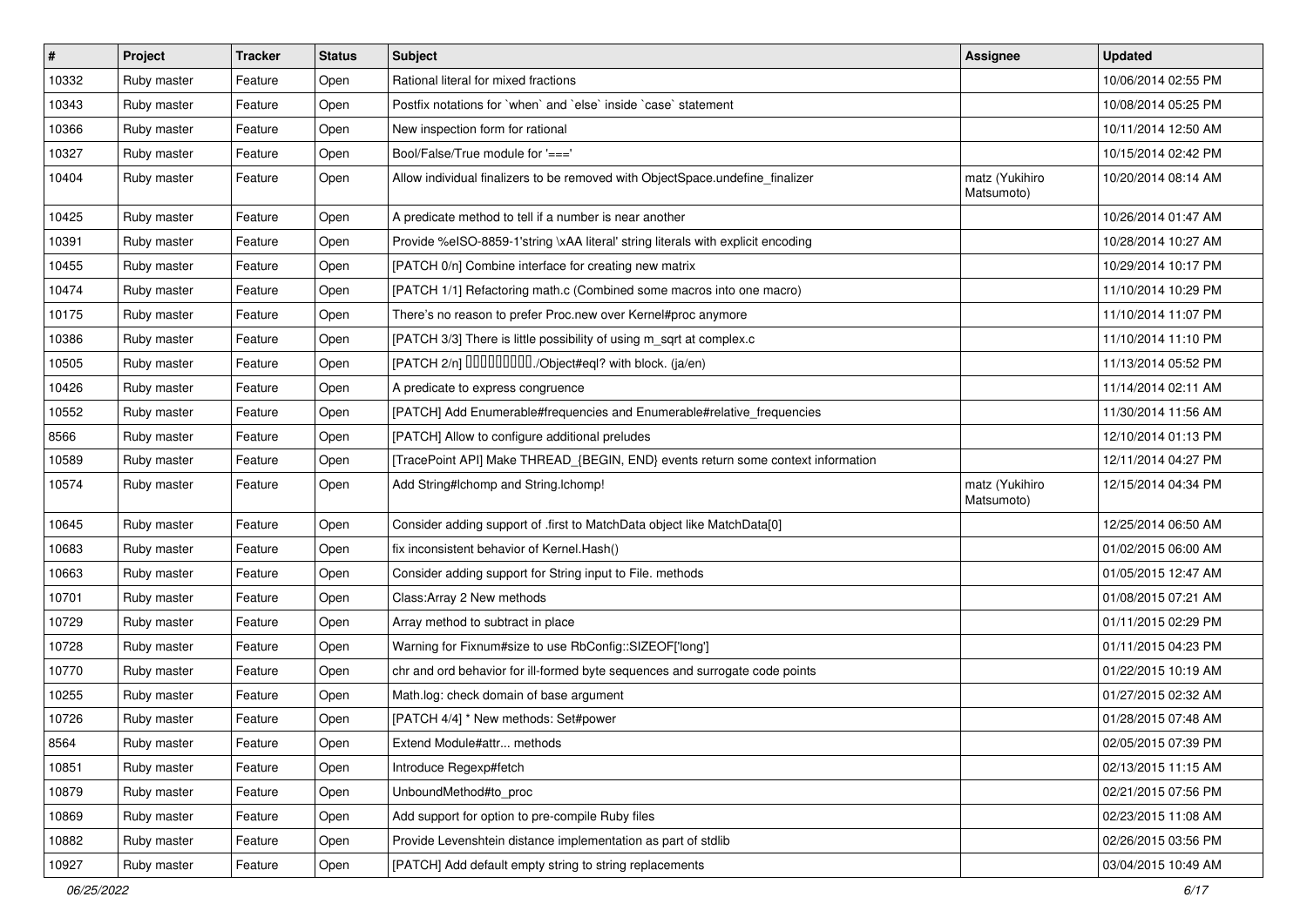| # | Project | Tracker | Status | Subject | Assignee | Updated |
|---|---|---|---|---|---|---|
| 10332 | Ruby master | Feature | Open | Rational literal for mixed fractions | | 10/06/2014 02:55 PM |
| 10343 | Ruby master | Feature | Open | Postfix notations for `when` and `else` inside `case` statement | | 10/08/2014 05:25 PM |
| 10366 | Ruby master | Feature | Open | New inspection form for rational | | 10/11/2014 12:50 AM |
| 10327 | Ruby master | Feature | Open | Bool/False/True module for '===' | | 10/15/2014 02:42 PM |
| 10404 | Ruby master | Feature | Open | Allow individual finalizers to be removed with ObjectSpace.undefine_finalizer | matz (Yukihiro Matsumoto) | 10/20/2014 08:14 AM |
| 10425 | Ruby master | Feature | Open | A predicate method to tell if a number is near another | | 10/26/2014 01:47 AM |
| 10391 | Ruby master | Feature | Open | Provide %eISO-8859-1'string \xAA literal' string literals with explicit encoding | | 10/28/2014 10:27 AM |
| 10455 | Ruby master | Feature | Open | [PATCH 0/n] Combine interface for creating new matrix | | 10/29/2014 10:17 PM |
| 10474 | Ruby master | Feature | Open | [PATCH 1/1] Refactoring math.c (Combined some macros into one macro) | | 11/10/2014 10:29 PM |
| 10175 | Ruby master | Feature | Open | There’s no reason to prefer Proc.new over Kernel#proc anymore | | 11/10/2014 11:07 PM |
| 10386 | Ruby master | Feature | Open | [PATCH 3/3] There is little possibility of using m_sqrt at complex.c | | 11/10/2014 11:10 PM |
| 10505 | Ruby master | Feature | Open | [PATCH 2/n] □□□□□□□□□./Object#eql? with block. (ja/en) | | 11/13/2014 05:52 PM |
| 10426 | Ruby master | Feature | Open | A predicate to express congruence | | 11/14/2014 02:11 AM |
| 10552 | Ruby master | Feature | Open | [PATCH] Add Enumerable#frequencies and Enumerable#relative_frequencies | | 11/30/2014 11:56 AM |
| 8566 | Ruby master | Feature | Open | [PATCH] Allow to configure additional preludes | | 12/10/2014 01:13 PM |
| 10589 | Ruby master | Feature | Open | [TracePoint API] Make THREAD_{BEGIN, END} events return some context information | | 12/11/2014 04:27 PM |
| 10574 | Ruby master | Feature | Open | Add String#lchomp and String.lchomp! | matz (Yukihiro Matsumoto) | 12/15/2014 04:34 PM |
| 10645 | Ruby master | Feature | Open | Consider adding support of .first to MatchData object like MatchData[0] | | 12/25/2014 06:50 AM |
| 10683 | Ruby master | Feature | Open | fix inconsistent behavior of Kernel.Hash() | | 01/02/2015 06:00 AM |
| 10663 | Ruby master | Feature | Open | Consider adding support for String input to File. methods | | 01/05/2015 12:47 AM |
| 10701 | Ruby master | Feature | Open | Class:Array 2 New methods | | 01/08/2015 07:21 AM |
| 10729 | Ruby master | Feature | Open | Array method to subtract in place | | 01/11/2015 02:29 PM |
| 10728 | Ruby master | Feature | Open | Warning for Fixnum#size to use RbConfig::SIZEOF['long'] | | 01/11/2015 04:23 PM |
| 10770 | Ruby master | Feature | Open | chr and ord behavior for ill-formed byte sequences and surrogate code points | | 01/22/2015 10:19 AM |
| 10255 | Ruby master | Feature | Open | Math.log: check domain of base argument | | 01/27/2015 02:32 AM |
| 10726 | Ruby master | Feature | Open | [PATCH 4/4] * New methods: Set#power | | 01/28/2015 07:48 AM |
| 8564 | Ruby master | Feature | Open | Extend Module#attr... methods | | 02/05/2015 07:39 PM |
| 10851 | Ruby master | Feature | Open | Introduce Regexp#fetch | | 02/13/2015 11:15 AM |
| 10879 | Ruby master | Feature | Open | UnboundMethod#to_proc | | 02/21/2015 07:56 PM |
| 10869 | Ruby master | Feature | Open | Add support for option to pre-compile Ruby files | | 02/23/2015 11:08 AM |
| 10882 | Ruby master | Feature | Open | Provide Levenshtein distance implementation as part of stdlib | | 02/26/2015 03:56 PM |
| 10927 | Ruby master | Feature | Open | [PATCH] Add default empty string to string replacements | | 03/04/2015 10:49 AM |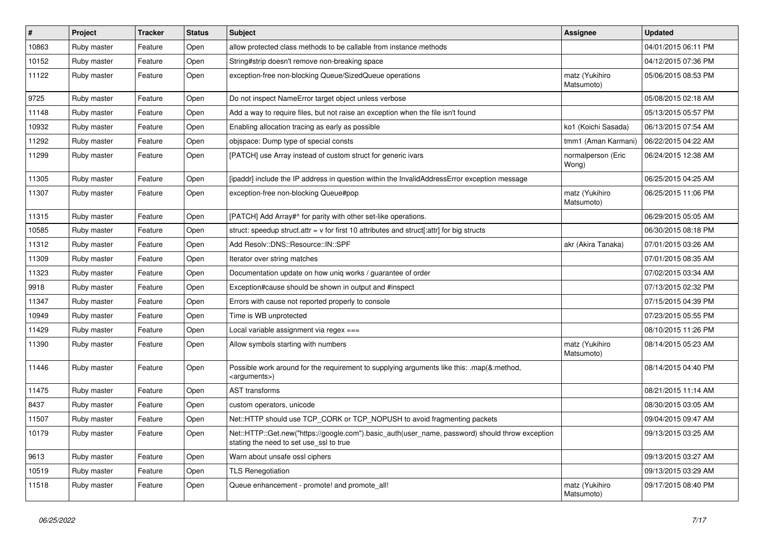| # | Project | Tracker | Status | Subject | Assignee | Updated |
|---|---|---|---|---|---|---|
| 10863 | Ruby master | Feature | Open | allow protected class methods to be callable from instance methods | | 04/01/2015 06:11 PM |
| 10152 | Ruby master | Feature | Open | String#strip doesn't remove non-breaking space | | 04/12/2015 07:36 PM |
| 11122 | Ruby master | Feature | Open | exception-free non-blocking Queue/SizedQueue operations | matz (Yukihiro Matsumoto) | 05/06/2015 08:53 PM |
| 9725 | Ruby master | Feature | Open | Do not inspect NameError target object unless verbose | | 05/08/2015 02:18 AM |
| 11148 | Ruby master | Feature | Open | Add a way to require files, but not raise an exception when the file isn't found | | 05/13/2015 05:57 PM |
| 10932 | Ruby master | Feature | Open | Enabling allocation tracing as early as possible | ko1 (Koichi Sasada) | 06/13/2015 07:54 AM |
| 11292 | Ruby master | Feature | Open | objspace: Dump type of special consts | tmm1 (Aman Karmani) | 06/22/2015 04:22 AM |
| 11299 | Ruby master | Feature | Open | [PATCH] use Array instead of custom struct for generic ivars | normalperson (Eric Wong) | 06/24/2015 12:38 AM |
| 11305 | Ruby master | Feature | Open | [ipaddr] include the IP address in question within the InvalidAddressError exception message | | 06/25/2015 04:25 AM |
| 11307 | Ruby master | Feature | Open | exception-free non-blocking Queue#pop | matz (Yukihiro Matsumoto) | 06/25/2015 11:06 PM |
| 11315 | Ruby master | Feature | Open | [PATCH] Add Array#^ for parity with other set-like operations. | | 06/29/2015 05:05 AM |
| 10585 | Ruby master | Feature | Open | struct: speedup struct.attr = v for first 10 attributes and struct[:attr] for big structs | | 06/30/2015 08:18 PM |
| 11312 | Ruby master | Feature | Open | Add Resolv::DNS::Resource::IN::SPF | akr (Akira Tanaka) | 07/01/2015 03:26 AM |
| 11309 | Ruby master | Feature | Open | Iterator over string matches | | 07/01/2015 08:35 AM |
| 11323 | Ruby master | Feature | Open | Documentation update on how uniq works / guarantee of order | | 07/02/2015 03:34 AM |
| 9918 | Ruby master | Feature | Open | Exception#cause should be shown in output and #inspect | | 07/13/2015 02:32 PM |
| 11347 | Ruby master | Feature | Open | Errors with cause not reported properly to console | | 07/15/2015 04:39 PM |
| 10949 | Ruby master | Feature | Open | Time is WB unprotected | | 07/23/2015 05:55 PM |
| 11429 | Ruby master | Feature | Open | Local variable assignment via regex === | | 08/10/2015 11:26 PM |
| 11390 | Ruby master | Feature | Open | Allow symbols starting with numbers | matz (Yukihiro Matsumoto) | 08/14/2015 05:23 AM |
| 11446 | Ruby master | Feature | Open | Possible work around for the requirement to supplying arguments like this: .map(&:method, <arguments>) | | 08/14/2015 04:40 PM |
| 11475 | Ruby master | Feature | Open | AST transforms | | 08/21/2015 11:14 AM |
| 8437 | Ruby master | Feature | Open | custom operators, unicode | | 08/30/2015 03:05 AM |
| 11507 | Ruby master | Feature | Open | Net::HTTP should use TCP_CORK or TCP_NOPUSH to avoid fragmenting packets | | 09/04/2015 09:47 AM |
| 10179 | Ruby master | Feature | Open | Net::HTTP::Get.new("https://google.com").basic_auth(user_name, password) should throw exception stating the need to set use_ssl to true | | 09/13/2015 03:25 AM |
| 9613 | Ruby master | Feature | Open | Warn about unsafe ossl ciphers | | 09/13/2015 03:27 AM |
| 10519 | Ruby master | Feature | Open | TLS Renegotiation | | 09/13/2015 03:29 AM |
| 11518 | Ruby master | Feature | Open | Queue enhancement - promote! and promote_all! | matz (Yukihiro Matsumoto) | 09/17/2015 08:40 PM |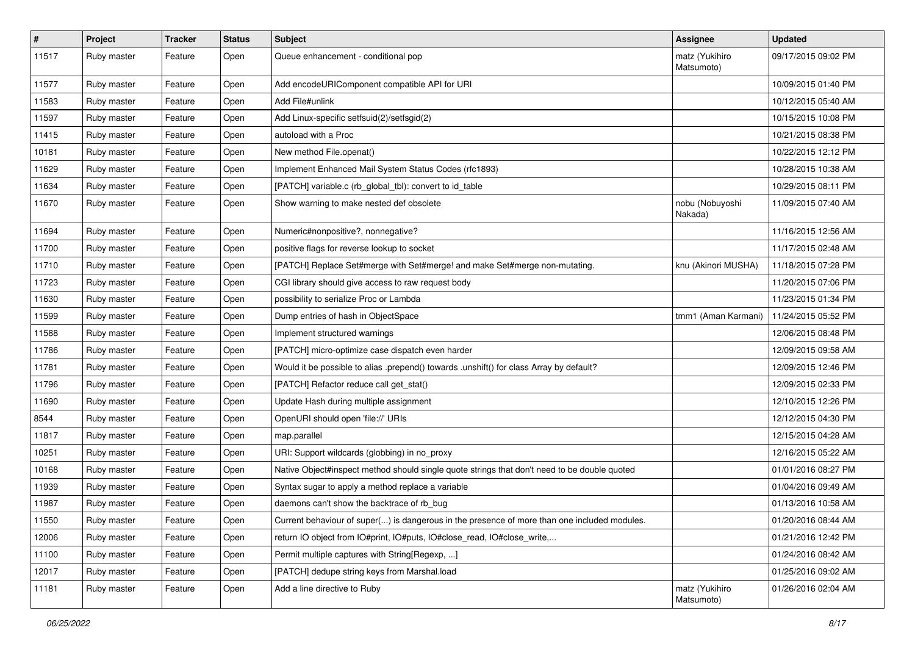| # | Project | Tracker | Status | Subject | Assignee | Updated |
|---|---|---|---|---|---|---|
| 11517 | Ruby master | Feature | Open | Queue enhancement - conditional pop | matz (Yukihiro Matsumoto) | 09/17/2015 09:02 PM |
| 11577 | Ruby master | Feature | Open | Add encodeURIComponent compatible API for URI | | 10/09/2015 01:40 PM |
| 11583 | Ruby master | Feature | Open | Add File#unlink | | 10/12/2015 05:40 AM |
| 11597 | Ruby master | Feature | Open | Add Linux-specific setfsuid(2)/setfsgid(2) | | 10/15/2015 10:08 PM |
| 11415 | Ruby master | Feature | Open | autoload with a Proc | | 10/21/2015 08:38 PM |
| 10181 | Ruby master | Feature | Open | New method File.openat() | | 10/22/2015 12:12 PM |
| 11629 | Ruby master | Feature | Open | Implement Enhanced Mail System Status Codes (rfc1893) | | 10/28/2015 10:38 AM |
| 11634 | Ruby master | Feature | Open | [PATCH] variable.c (rb_global_tbl): convert to id_table | | 10/29/2015 08:11 PM |
| 11670 | Ruby master | Feature | Open | Show warning to make nested def obsolete | nobu (Nobuyoshi Nakada) | 11/09/2015 07:40 AM |
| 11694 | Ruby master | Feature | Open | Numeric#nonpositive?, nonnegative? | | 11/16/2015 12:56 AM |
| 11700 | Ruby master | Feature | Open | positive flags for reverse lookup to socket | | 11/17/2015 02:48 AM |
| 11710 | Ruby master | Feature | Open | [PATCH] Replace Set#merge with Set#merge! and make Set#merge non-mutating. | knu (Akinori MUSHA) | 11/18/2015 07:28 PM |
| 11723 | Ruby master | Feature | Open | CGI library should give access to raw request body | | 11/20/2015 07:06 PM |
| 11630 | Ruby master | Feature | Open | possibility to serialize Proc or Lambda | | 11/23/2015 01:34 PM |
| 11599 | Ruby master | Feature | Open | Dump entries of hash in ObjectSpace | tmm1 (Aman Karmani) | 11/24/2015 05:52 PM |
| 11588 | Ruby master | Feature | Open | Implement structured warnings | | 12/06/2015 08:48 PM |
| 11786 | Ruby master | Feature | Open | [PATCH] micro-optimize case dispatch even harder | | 12/09/2015 09:58 AM |
| 11781 | Ruby master | Feature | Open | Would it be possible to alias .prepend() towards .unshift() for class Array by default? | | 12/09/2015 12:46 PM |
| 11796 | Ruby master | Feature | Open | [PATCH] Refactor reduce call get_stat() | | 12/09/2015 02:33 PM |
| 11690 | Ruby master | Feature | Open | Update Hash during multiple assignment | | 12/10/2015 12:26 PM |
| 8544 | Ruby master | Feature | Open | OpenURI should open 'file://' URIs | | 12/12/2015 04:30 PM |
| 11817 | Ruby master | Feature | Open | map.parallel | | 12/15/2015 04:28 AM |
| 10251 | Ruby master | Feature | Open | URI: Support wildcards (globbing) in no_proxy | | 12/16/2015 05:22 AM |
| 10168 | Ruby master | Feature | Open | Native Object#inspect method should single quote strings that don't need to be double quoted | | 01/01/2016 08:27 PM |
| 11939 | Ruby master | Feature | Open | Syntax sugar to apply a method replace a variable | | 01/04/2016 09:49 AM |
| 11987 | Ruby master | Feature | Open | daemons can't show the backtrace of rb_bug | | 01/13/2016 10:58 AM |
| 11550 | Ruby master | Feature | Open | Current behaviour of super(...) is dangerous in the presence of more than one included modules. | | 01/20/2016 08:44 AM |
| 12006 | Ruby master | Feature | Open | return IO object from IO#print, IO#puts, IO#close_read, IO#close_write,... | | 01/21/2016 12:42 PM |
| 11100 | Ruby master | Feature | Open | Permit multiple captures with String[Regexp, ...] | | 01/24/2016 08:42 AM |
| 12017 | Ruby master | Feature | Open | [PATCH] dedupe string keys from Marshal.load | | 01/25/2016 09:02 AM |
| 11181 | Ruby master | Feature | Open | Add a line directive to Ruby | matz (Yukihiro Matsumoto) | 01/26/2016 02:04 AM |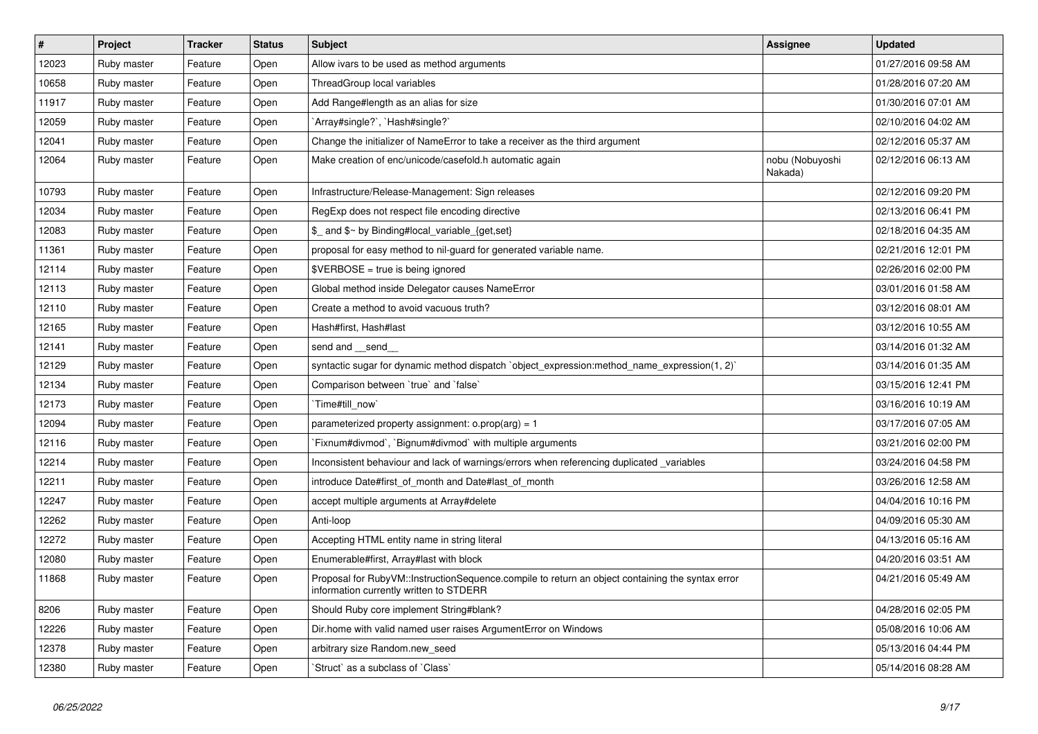| # | Project | Tracker | Status | Subject | Assignee | Updated |
| --- | --- | --- | --- | --- | --- | --- |
| 12023 | Ruby master | Feature | Open | Allow ivars to be used as method arguments | | 01/27/2016 09:58 AM |
| 10658 | Ruby master | Feature | Open | ThreadGroup local variables | | 01/28/2016 07:20 AM |
| 11917 | Ruby master | Feature | Open | Add Range#length as an alias for size | | 01/30/2016 07:01 AM |
| 12059 | Ruby master | Feature | Open | `Array#single?`, `Hash#single?` | | 02/10/2016 04:02 AM |
| 12041 | Ruby master | Feature | Open | Change the initializer of NameError to take a receiver as the third argument | | 02/12/2016 05:37 AM |
| 12064 | Ruby master | Feature | Open | Make creation of enc/unicode/casefold.h automatic again | nobu (Nobuyoshi Nakada) | 02/12/2016 06:13 AM |
| 10793 | Ruby master | Feature | Open | Infrastructure/Release-Management: Sign releases | | 02/12/2016 09:20 PM |
| 12034 | Ruby master | Feature | Open | RegExp does not respect file encoding directive | | 02/13/2016 06:41 PM |
| 12083 | Ruby master | Feature | Open | $_ and $~ by Binding#local_variable_{get,set} | | 02/18/2016 04:35 AM |
| 11361 | Ruby master | Feature | Open | proposal for easy method to nil-guard for generated variable name. | | 02/21/2016 12:01 PM |
| 12114 | Ruby master | Feature | Open | $VERBOSE = true is being ignored | | 02/26/2016 02:00 PM |
| 12113 | Ruby master | Feature | Open | Global method inside Delegator causes NameError | | 03/01/2016 01:58 AM |
| 12110 | Ruby master | Feature | Open | Create a method to avoid vacuous truth? | | 03/12/2016 08:01 AM |
| 12165 | Ruby master | Feature | Open | Hash#first, Hash#last | | 03/12/2016 10:55 AM |
| 12141 | Ruby master | Feature | Open | send and __send__ | | 03/14/2016 01:32 AM |
| 12129 | Ruby master | Feature | Open | syntactic sugar for dynamic method dispatch `object_expression:method_name_expression(1, 2)` | | 03/14/2016 01:35 AM |
| 12134 | Ruby master | Feature | Open | Comparison between `true` and `false` | | 03/15/2016 12:41 PM |
| 12173 | Ruby master | Feature | Open | `Time#till_now` | | 03/16/2016 10:19 AM |
| 12094 | Ruby master | Feature | Open | parameterized property assignment: o.prop(arg) = 1 | | 03/17/2016 07:05 AM |
| 12116 | Ruby master | Feature | Open | `Fixnum#divmod`, `Bignum#divmod` with multiple arguments | | 03/21/2016 02:00 PM |
| 12214 | Ruby master | Feature | Open | Inconsistent behaviour and lack of warnings/errors when referencing duplicated _variables | | 03/24/2016 04:58 PM |
| 12211 | Ruby master | Feature | Open | introduce Date#first_of_month and Date#last_of_month | | 03/26/2016 12:58 AM |
| 12247 | Ruby master | Feature | Open | accept multiple arguments at Array#delete | | 04/04/2016 10:16 PM |
| 12262 | Ruby master | Feature | Open | Anti-loop | | 04/09/2016 05:30 AM |
| 12272 | Ruby master | Feature | Open | Accepting HTML entity name in string literal | | 04/13/2016 05:16 AM |
| 12080 | Ruby master | Feature | Open | Enumerable#first, Array#last with block | | 04/20/2016 03:51 AM |
| 11868 | Ruby master | Feature | Open | Proposal for RubyVM::InstructionSequence.compile to return an object containing the syntax error information currently written to STDERR | | 04/21/2016 05:49 AM |
| 8206 | Ruby master | Feature | Open | Should Ruby core implement String#blank? | | 04/28/2016 02:05 PM |
| 12226 | Ruby master | Feature | Open | Dir.home with valid named user raises ArgumentError on Windows | | 05/08/2016 10:06 AM |
| 12378 | Ruby master | Feature | Open | arbitrary size Random.new_seed | | 05/13/2016 04:44 PM |
| 12380 | Ruby master | Feature | Open | `Struct` as a subclass of `Class` | | 05/14/2016 08:28 AM |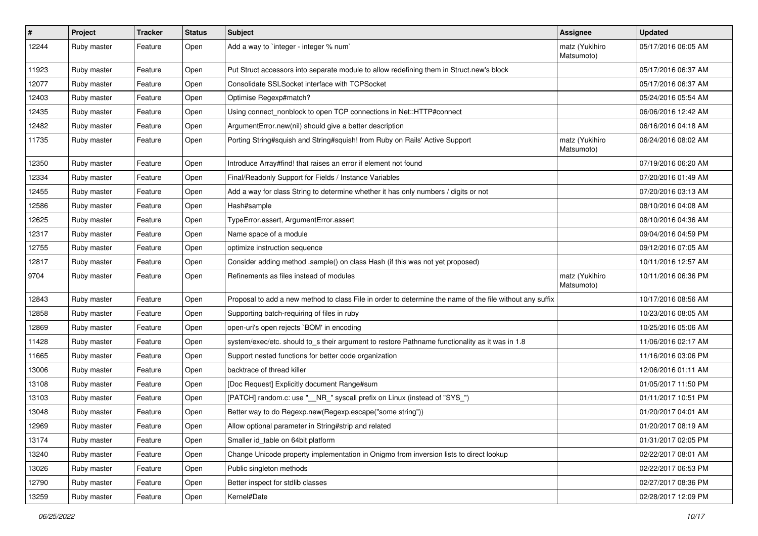| # | Project | Tracker | Status | Subject | Assignee | Updated |
|---|---|---|---|---|---|---|
| 12244 | Ruby master | Feature | Open | Add a way to `integer - integer % num` | matz (Yukihiro Matsumoto) | 05/17/2016 06:05 AM |
| 11923 | Ruby master | Feature | Open | Put Struct accessors into separate module to allow redefining them in Struct.new's block | | 05/17/2016 06:37 AM |
| 12077 | Ruby master | Feature | Open | Consolidate SSLSocket interface with TCPSocket | | 05/17/2016 06:37 AM |
| 12403 | Ruby master | Feature | Open | Optimise Regexp#match? | | 05/24/2016 05:54 AM |
| 12435 | Ruby master | Feature | Open | Using connect_nonblock to open TCP connections in Net::HTTP#connect | | 06/06/2016 12:42 AM |
| 12482 | Ruby master | Feature | Open | ArgumentError.new(nil) should give a better description | | 06/16/2016 04:18 AM |
| 11735 | Ruby master | Feature | Open | Porting String#squish and String#squish! from Ruby on Rails' Active Support | matz (Yukihiro Matsumoto) | 06/24/2016 08:02 AM |
| 12350 | Ruby master | Feature | Open | Introduce Array#find! that raises an error if element not found | | 07/19/2016 06:20 AM |
| 12334 | Ruby master | Feature | Open | Final/Readonly Support for Fields / Instance Variables | | 07/20/2016 01:49 AM |
| 12455 | Ruby master | Feature | Open | Add a way for class String to determine whether it has only numbers / digits or not | | 07/20/2016 03:13 AM |
| 12586 | Ruby master | Feature | Open | Hash#sample | | 08/10/2016 04:08 AM |
| 12625 | Ruby master | Feature | Open | TypeError.assert, ArgumentError.assert | | 08/10/2016 04:36 AM |
| 12317 | Ruby master | Feature | Open | Name space of a module | | 09/04/2016 04:59 PM |
| 12755 | Ruby master | Feature | Open | optimize instruction sequence | | 09/12/2016 07:05 AM |
| 12817 | Ruby master | Feature | Open | Consider adding method .sample() on class Hash (if this was not yet proposed) | | 10/11/2016 12:57 AM |
| 9704 | Ruby master | Feature | Open | Refinements as files instead of modules | matz (Yukihiro Matsumoto) | 10/11/2016 06:36 PM |
| 12843 | Ruby master | Feature | Open | Proposal to add a new method to class File in order to determine the name of the file without any suffix | | 10/17/2016 08:56 AM |
| 12858 | Ruby master | Feature | Open | Supporting batch-requiring of files in ruby | | 10/23/2016 08:05 AM |
| 12869 | Ruby master | Feature | Open | open-uri's open rejects `BOM' in encoding | | 10/25/2016 05:06 AM |
| 11428 | Ruby master | Feature | Open | system/exec/etc. should to_s their argument to restore Pathname functionality as it was in 1.8 | | 11/06/2016 02:17 AM |
| 11665 | Ruby master | Feature | Open | Support nested functions for better code organization | | 11/16/2016 03:06 PM |
| 13006 | Ruby master | Feature | Open | backtrace of thread killer | | 12/06/2016 01:11 AM |
| 13108 | Ruby master | Feature | Open | [Doc Request] Explicitly document Range#sum | | 01/05/2017 11:50 PM |
| 13103 | Ruby master | Feature | Open | [PATCH] random.c: use "__NR_" syscall prefix on Linux (instead of "SYS_") | | 01/11/2017 10:51 PM |
| 13048 | Ruby master | Feature | Open | Better way to do Regexp.new(Regexp.escape("some string")) | | 01/20/2017 04:01 AM |
| 12969 | Ruby master | Feature | Open | Allow optional parameter in String#strip and related | | 01/20/2017 08:19 AM |
| 13174 | Ruby master | Feature | Open | Smaller id_table on 64bit platform | | 01/31/2017 02:05 PM |
| 13240 | Ruby master | Feature | Open | Change Unicode property implementation in Onigmo from inversion lists to direct lookup | | 02/22/2017 08:01 AM |
| 13026 | Ruby master | Feature | Open | Public singleton methods | | 02/22/2017 06:53 PM |
| 12790 | Ruby master | Feature | Open | Better inspect for stdlib classes | | 02/27/2017 08:36 PM |
| 13259 | Ruby master | Feature | Open | Kernel#Date | | 02/28/2017 12:09 PM |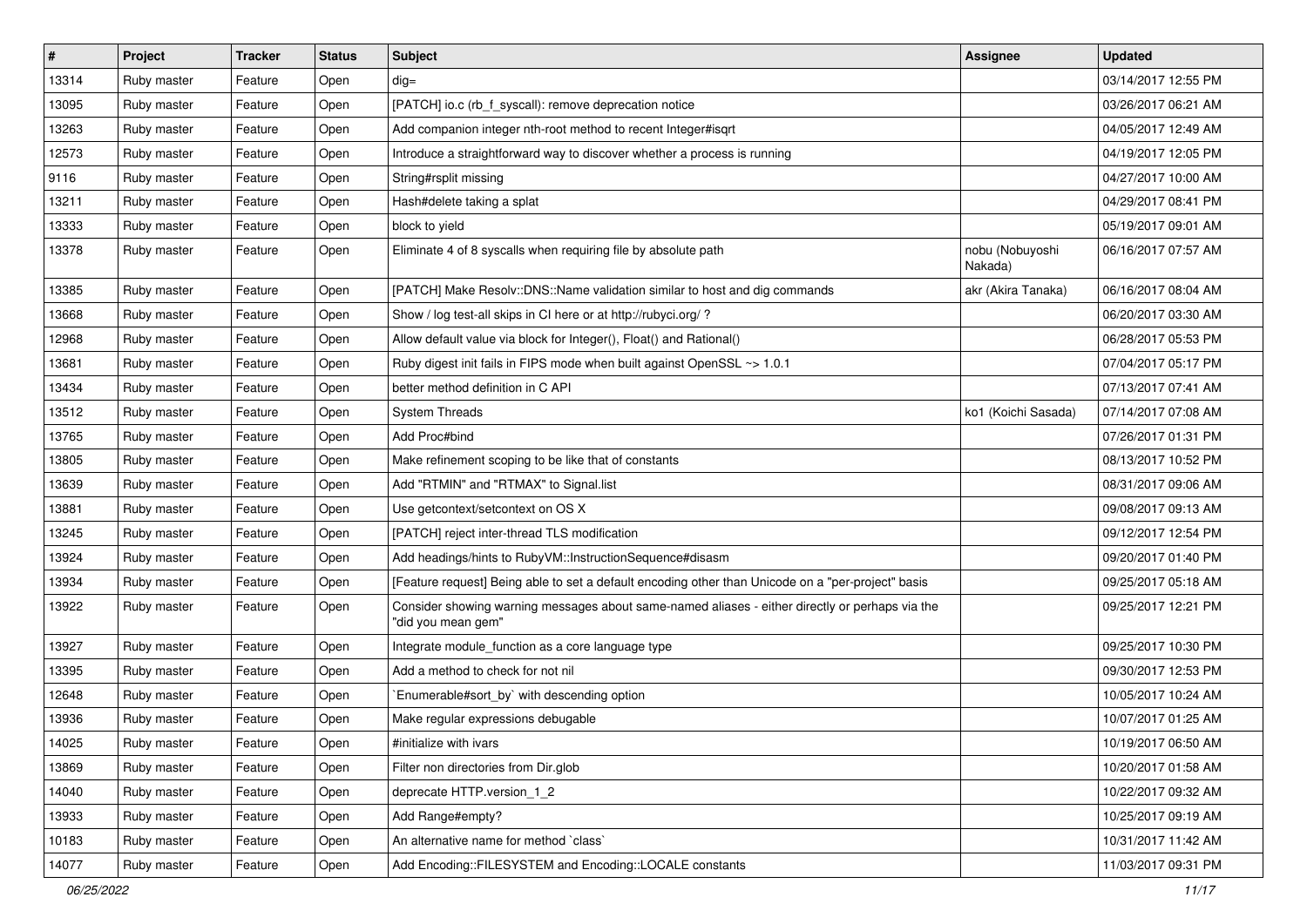| # | Project | Tracker | Status | Subject | Assignee | Updated |
|---|---|---|---|---|---|---|
| 13314 | Ruby master | Feature | Open | dig= | | 03/14/2017 12:55 PM |
| 13095 | Ruby master | Feature | Open | [PATCH] io.c (rb_f_syscall): remove deprecation notice | | 03/26/2017 06:21 AM |
| 13263 | Ruby master | Feature | Open | Add companion integer nth-root method to recent Integer#isqrt | | 04/05/2017 12:49 AM |
| 12573 | Ruby master | Feature | Open | Introduce a straightforward way to discover whether a process is running | | 04/19/2017 12:05 PM |
| 9116 | Ruby master | Feature | Open | String#rsplit missing | | 04/27/2017 10:00 AM |
| 13211 | Ruby master | Feature | Open | Hash#delete taking a splat | | 04/29/2017 08:41 PM |
| 13333 | Ruby master | Feature | Open | block to yield | | 05/19/2017 09:01 AM |
| 13378 | Ruby master | Feature | Open | Eliminate 4 of 8 syscalls when requiring file by absolute path | nobu (Nobuyoshi Nakada) | 06/16/2017 07:57 AM |
| 13385 | Ruby master | Feature | Open | [PATCH] Make Resolv::DNS::Name validation similar to host and dig commands | akr (Akira Tanaka) | 06/16/2017 08:04 AM |
| 13668 | Ruby master | Feature | Open | Show / log test-all skips in CI here or at http://rubyci.org/ ? | | 06/20/2017 03:30 AM |
| 12968 | Ruby master | Feature | Open | Allow default value via block for Integer(), Float() and Rational() | | 06/28/2017 05:53 PM |
| 13681 | Ruby master | Feature | Open | Ruby digest init fails in FIPS mode when built against OpenSSL ~> 1.0.1 | | 07/04/2017 05:17 PM |
| 13434 | Ruby master | Feature | Open | better method definition in C API | | 07/13/2017 07:41 AM |
| 13512 | Ruby master | Feature | Open | System Threads | ko1 (Koichi Sasada) | 07/14/2017 07:08 AM |
| 13765 | Ruby master | Feature | Open | Add Proc#bind | | 07/26/2017 01:31 PM |
| 13805 | Ruby master | Feature | Open | Make refinement scoping to be like that of constants | | 08/13/2017 10:52 PM |
| 13639 | Ruby master | Feature | Open | Add "RTMIN" and "RTMAX" to Signal.list | | 08/31/2017 09:06 AM |
| 13881 | Ruby master | Feature | Open | Use getcontext/setcontext on OS X | | 09/08/2017 09:13 AM |
| 13245 | Ruby master | Feature | Open | [PATCH] reject inter-thread TLS modification | | 09/12/2017 12:54 PM |
| 13924 | Ruby master | Feature | Open | Add headings/hints to RubyVM::InstructionSequence#disasm | | 09/20/2017 01:40 PM |
| 13934 | Ruby master | Feature | Open | [Feature request] Being able to set a default encoding other than Unicode on a "per-project" basis | | 09/25/2017 05:18 AM |
| 13922 | Ruby master | Feature | Open | Consider showing warning messages about same-named aliases - either directly or perhaps via the "did you mean gem" | | 09/25/2017 12:21 PM |
| 13927 | Ruby master | Feature | Open | Integrate module_function as a core language type | | 09/25/2017 10:30 PM |
| 13395 | Ruby master | Feature | Open | Add a method to check for not nil | | 09/30/2017 12:53 PM |
| 12648 | Ruby master | Feature | Open | `Enumerable#sort_by` with descending option | | 10/05/2017 10:24 AM |
| 13936 | Ruby master | Feature | Open | Make regular expressions debugable | | 10/07/2017 01:25 AM |
| 14025 | Ruby master | Feature | Open | #initialize with ivars | | 10/19/2017 06:50 AM |
| 13869 | Ruby master | Feature | Open | Filter non directories from Dir.glob | | 10/20/2017 01:58 AM |
| 14040 | Ruby master | Feature | Open | deprecate HTTP.version_1_2 | | 10/22/2017 09:32 AM |
| 13933 | Ruby master | Feature | Open | Add Range#empty? | | 10/25/2017 09:19 AM |
| 10183 | Ruby master | Feature | Open | An alternative name for method `class` | | 10/31/2017 11:42 AM |
| 14077 | Ruby master | Feature | Open | Add Encoding::FILESYSTEM and Encoding::LOCALE constants | | 11/03/2017 09:31 PM |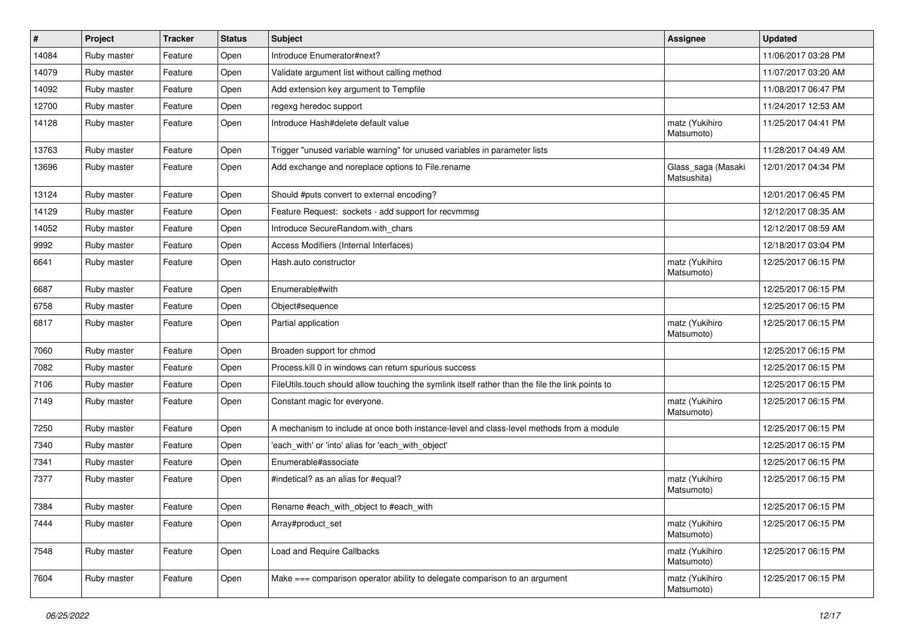| # | Project | Tracker | Status | Subject | Assignee | Updated |
|---|---|---|---|---|---|---|
| 14084 | Ruby master | Feature | Open | Introduce Enumerator#next? | | 11/06/2017 03:28 PM |
| 14079 | Ruby master | Feature | Open | Validate argument list without calling method | | 11/07/2017 03:20 AM |
| 14092 | Ruby master | Feature | Open | Add extension key argument to Tempfile | | 11/08/2017 06:47 PM |
| 12700 | Ruby master | Feature | Open | regexg heredoc support | | 11/24/2017 12:53 AM |
| 14128 | Ruby master | Feature | Open | Introduce Hash#delete default value | matz (Yukihiro Matsumoto) | 11/25/2017 04:41 PM |
| 13763 | Ruby master | Feature | Open | Trigger "unused variable warning" for unused variables in parameter lists | | 11/28/2017 04:49 AM |
| 13696 | Ruby master | Feature | Open | Add exchange and noreplace options to File.rename | Glass_saga (Masaki Matsushita) | 12/01/2017 04:34 PM |
| 13124 | Ruby master | Feature | Open | Should #puts convert to external encoding? | | 12/01/2017 06:45 PM |
| 14129 | Ruby master | Feature | Open | Feature Request:  sockets - add support for recvmmsg | | 12/12/2017 08:35 AM |
| 14052 | Ruby master | Feature | Open | Introduce SecureRandom.with_chars | | 12/12/2017 08:59 AM |
| 9992 | Ruby master | Feature | Open | Access Modifiers (Internal Interfaces) | | 12/18/2017 03:04 PM |
| 6641 | Ruby master | Feature | Open | Hash.auto constructor | matz (Yukihiro Matsumoto) | 12/25/2017 06:15 PM |
| 6687 | Ruby master | Feature | Open | Enumerable#with | | 12/25/2017 06:15 PM |
| 6758 | Ruby master | Feature | Open | Object#sequence | | 12/25/2017 06:15 PM |
| 6817 | Ruby master | Feature | Open | Partial application | matz (Yukihiro Matsumoto) | 12/25/2017 06:15 PM |
| 7060 | Ruby master | Feature | Open | Broaden support for chmod | | 12/25/2017 06:15 PM |
| 7082 | Ruby master | Feature | Open | Process.kill 0 in windows can return spurious success | | 12/25/2017 06:15 PM |
| 7106 | Ruby master | Feature | Open | FileUtils.touch should allow touching the symlink itself rather than the file the link points to | | 12/25/2017 06:15 PM |
| 7149 | Ruby master | Feature | Open | Constant magic for everyone. | matz (Yukihiro Matsumoto) | 12/25/2017 06:15 PM |
| 7250 | Ruby master | Feature | Open | A mechanism to include at once both instance-level and class-level methods from a module | | 12/25/2017 06:15 PM |
| 7340 | Ruby master | Feature | Open | 'each_with' or 'into' alias for 'each_with_object' | | 12/25/2017 06:15 PM |
| 7341 | Ruby master | Feature | Open | Enumerable#associate | | 12/25/2017 06:15 PM |
| 7377 | Ruby master | Feature | Open | #indetical? as an alias for #equal? | matz (Yukihiro Matsumoto) | 12/25/2017 06:15 PM |
| 7384 | Ruby master | Feature | Open | Rename #each_with_object to #each_with | | 12/25/2017 06:15 PM |
| 7444 | Ruby master | Feature | Open | Array#product_set | matz (Yukihiro Matsumoto) | 12/25/2017 06:15 PM |
| 7548 | Ruby master | Feature | Open | Load and Require Callbacks | matz (Yukihiro Matsumoto) | 12/25/2017 06:15 PM |
| 7604 | Ruby master | Feature | Open | Make === comparison operator ability to delegate comparison to an argument | matz (Yukihiro Matsumoto) | 12/25/2017 06:15 PM |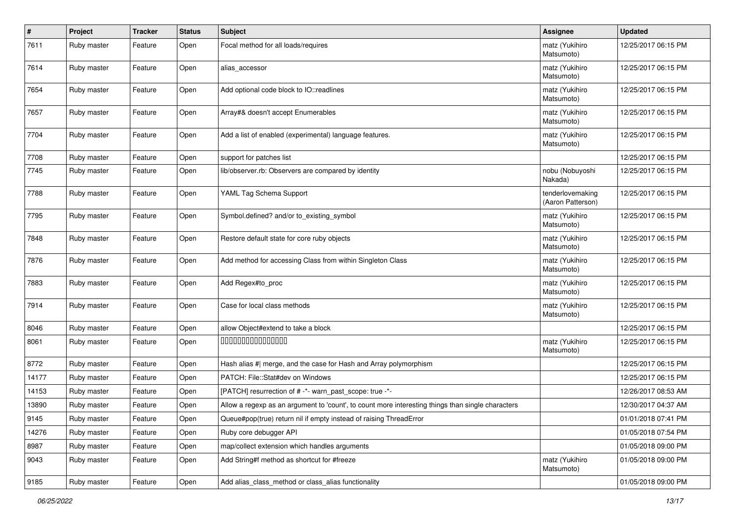| # | Project | Tracker | Status | Subject | Assignee | Updated |
|---|---|---|---|---|---|---|
| 7611 | Ruby master | Feature | Open | Focal method for all loads/requires | matz (Yukihiro Matsumoto) | 12/25/2017 06:15 PM |
| 7614 | Ruby master | Feature | Open | alias_accessor | matz (Yukihiro Matsumoto) | 12/25/2017 06:15 PM |
| 7654 | Ruby master | Feature | Open | Add optional code block to IO::readlines | matz (Yukihiro Matsumoto) | 12/25/2017 06:15 PM |
| 7657 | Ruby master | Feature | Open | Array#& doesn't accept Enumerables | matz (Yukihiro Matsumoto) | 12/25/2017 06:15 PM |
| 7704 | Ruby master | Feature | Open | Add a list of enabled (experimental) language features. | matz (Yukihiro Matsumoto) | 12/25/2017 06:15 PM |
| 7708 | Ruby master | Feature | Open | support for patches list | | 12/25/2017 06:15 PM |
| 7745 | Ruby master | Feature | Open | lib/observer.rb: Observers are compared by identity | nobu (Nobuyoshi Nakada) | 12/25/2017 06:15 PM |
| 7788 | Ruby master | Feature | Open | YAML Tag Schema Support | tenderlovemaking (Aaron Patterson) | 12/25/2017 06:15 PM |
| 7795 | Ruby master | Feature | Open | Symbol.defined? and/or to_existing_symbol | matz (Yukihiro Matsumoto) | 12/25/2017 06:15 PM |
| 7848 | Ruby master | Feature | Open | Restore default state for core ruby objects | matz (Yukihiro Matsumoto) | 12/25/2017 06:15 PM |
| 7876 | Ruby master | Feature | Open | Add method for accessing Class from within Singleton Class | matz (Yukihiro Matsumoto) | 12/25/2017 06:15 PM |
| 7883 | Ruby master | Feature | Open | Add Regex#to_proc | matz (Yukihiro Matsumoto) | 12/25/2017 06:15 PM |
| 7914 | Ruby master | Feature | Open | Case for local class methods | matz (Yukihiro Matsumoto) | 12/25/2017 06:15 PM |
| 8046 | Ruby master | Feature | Open | allow Object#extend to take a block | | 12/25/2017 06:15 PM |
| 8061 | Ruby master | Feature | Open | 0000000000000000 | matz (Yukihiro Matsumoto) | 12/25/2017 06:15 PM |
| 8772 | Ruby master | Feature | Open | Hash alias #\| merge, and the case for Hash and Array polymorphism | | 12/25/2017 06:15 PM |
| 14177 | Ruby master | Feature | Open | PATCH: File::Stat#dev on Windows | | 12/25/2017 06:15 PM |
| 14153 | Ruby master | Feature | Open | [PATCH] resurrection of # -*- warn_past_scope: true -*- | | 12/26/2017 08:53 AM |
| 13890 | Ruby master | Feature | Open | Allow a regexp as an argument to 'count', to count more interesting things than single characters | | 12/30/2017 04:37 AM |
| 9145 | Ruby master | Feature | Open | Queue#pop(true) return nil if empty instead of raising ThreadError | | 01/01/2018 07:41 PM |
| 14276 | Ruby master | Feature | Open | Ruby core debugger API | | 01/05/2018 07:54 PM |
| 8987 | Ruby master | Feature | Open | map/collect extension which handles arguments | | 01/05/2018 09:00 PM |
| 9043 | Ruby master | Feature | Open | Add String#f method as shortcut for #freeze | matz (Yukihiro Matsumoto) | 01/05/2018 09:00 PM |
| 9185 | Ruby master | Feature | Open | Add alias_class_method or class_alias functionality | | 01/05/2018 09:00 PM |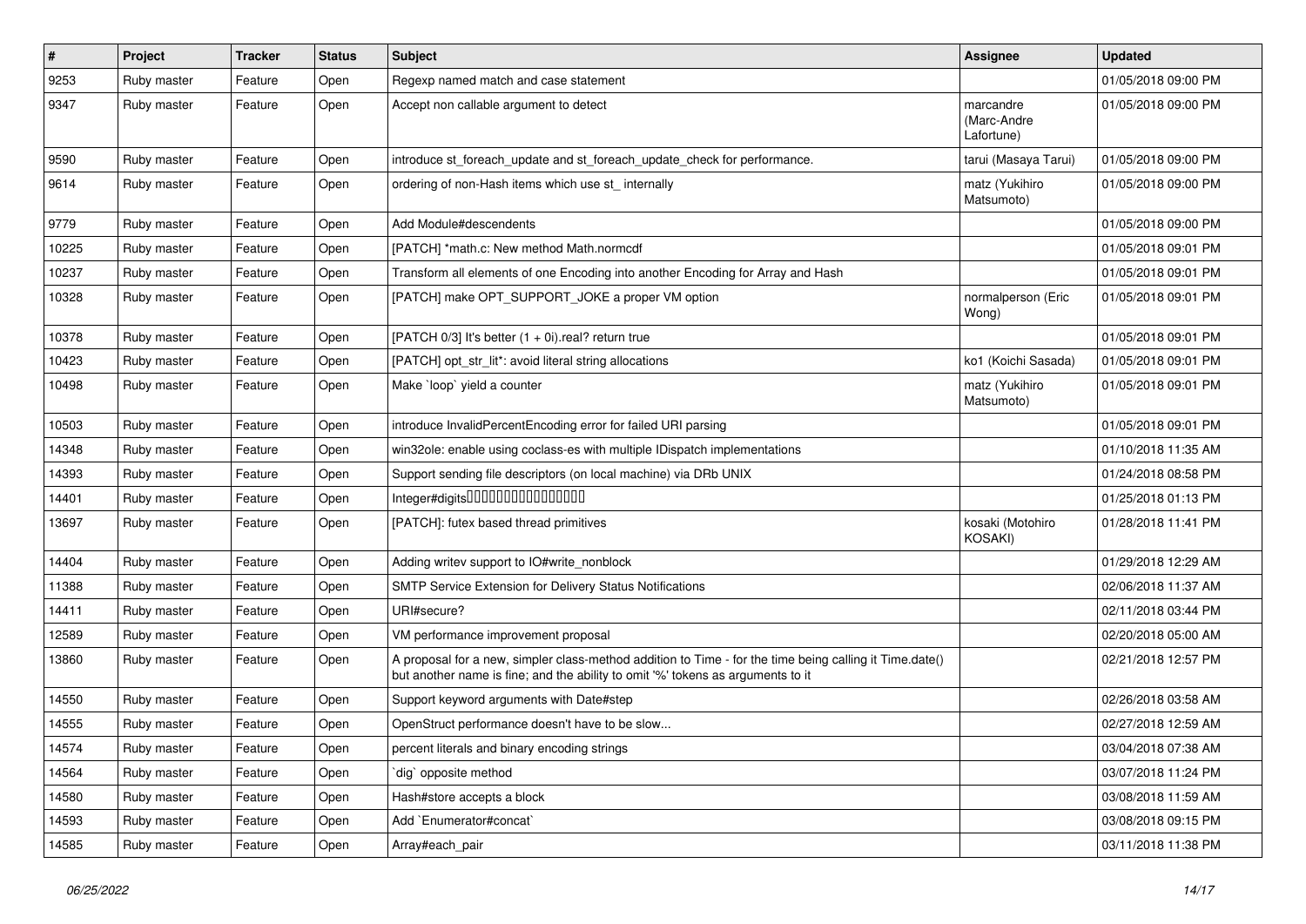| # | Project | Tracker | Status | Subject | Assignee | Updated |
| --- | --- | --- | --- | --- | --- | --- |
| 9253 | Ruby master | Feature | Open | Regexp named match and case statement | | 01/05/2018 09:00 PM |
| 9347 | Ruby master | Feature | Open | Accept non callable argument to detect | marcandre (Marc-Andre Lafortune) | 01/05/2018 09:00 PM |
| 9590 | Ruby master | Feature | Open | introduce st_foreach_update and st_foreach_update_check for performance. | tarui (Masaya Tarui) | 01/05/2018 09:00 PM |
| 9614 | Ruby master | Feature | Open | ordering of non-Hash items which use st_ internally | matz (Yukihiro Matsumoto) | 01/05/2018 09:00 PM |
| 9779 | Ruby master | Feature | Open | Add Module#descendents | | 01/05/2018 09:00 PM |
| 10225 | Ruby master | Feature | Open | [PATCH] *math.c: New method Math.normcdf | | 01/05/2018 09:01 PM |
| 10237 | Ruby master | Feature | Open | Transform all elements of one Encoding into another Encoding for Array and Hash | | 01/05/2018 09:01 PM |
| 10328 | Ruby master | Feature | Open | [PATCH] make OPT_SUPPORT_JOKE a proper VM option | normalperson (Eric Wong) | 01/05/2018 09:01 PM |
| 10378 | Ruby master | Feature | Open | [PATCH 0/3] It's better (1 + 0i).real? return true | | 01/05/2018 09:01 PM |
| 10423 | Ruby master | Feature | Open | [PATCH] opt_str_lit*: avoid literal string allocations | ko1 (Koichi Sasada) | 01/05/2018 09:01 PM |
| 10498 | Ruby master | Feature | Open | Make `loop` yield a counter | matz (Yukihiro Matsumoto) | 01/05/2018 09:01 PM |
| 10503 | Ruby master | Feature | Open | introduce InvalidPercentEncoding error for failed URI parsing | | 01/05/2018 09:01 PM |
| 14348 | Ruby master | Feature | Open | win32ole: enable using coclass-es with multiple IDispatch implementations | | 01/10/2018 11:35 AM |
| 14393 | Ruby master | Feature | Open | Support sending file descriptors (on local machine) via DRb UNIX | | 01/24/2018 08:58 PM |
| 14401 | Ruby master | Feature | Open | Integer#digits���������������� | | 01/25/2018 01:13 PM |
| 13697 | Ruby master | Feature | Open | [PATCH]: futex based thread primitives | kosaki (Motohiro KOSAKI) | 01/28/2018 11:41 PM |
| 14404 | Ruby master | Feature | Open | Adding writev support to IO#write_nonblock | | 01/29/2018 12:29 AM |
| 11388 | Ruby master | Feature | Open | SMTP Service Extension for Delivery Status Notifications | | 02/06/2018 11:37 AM |
| 14411 | Ruby master | Feature | Open | URI#secure? | | 02/11/2018 03:44 PM |
| 12589 | Ruby master | Feature | Open | VM performance improvement proposal | | 02/20/2018 05:00 AM |
| 13860 | Ruby master | Feature | Open | A proposal for a new, simpler class-method addition to Time - for the time being calling it Time.date() but another name is fine; and the ability to omit '%' tokens as arguments to it | | 02/21/2018 12:57 PM |
| 14550 | Ruby master | Feature | Open | Support keyword arguments with Date#step | | 02/26/2018 03:58 AM |
| 14555 | Ruby master | Feature | Open | OpenStruct performance doesn't have to be slow... | | 02/27/2018 12:59 AM |
| 14574 | Ruby master | Feature | Open | percent literals and binary encoding strings | | 03/04/2018 07:38 AM |
| 14564 | Ruby master | Feature | Open | `dig` opposite method | | 03/07/2018 11:24 PM |
| 14580 | Ruby master | Feature | Open | Hash#store accepts a block | | 03/08/2018 11:59 AM |
| 14593 | Ruby master | Feature | Open | Add `Enumerator#concat` | | 03/08/2018 09:15 PM |
| 14585 | Ruby master | Feature | Open | Array#each_pair | | 03/11/2018 11:38 PM |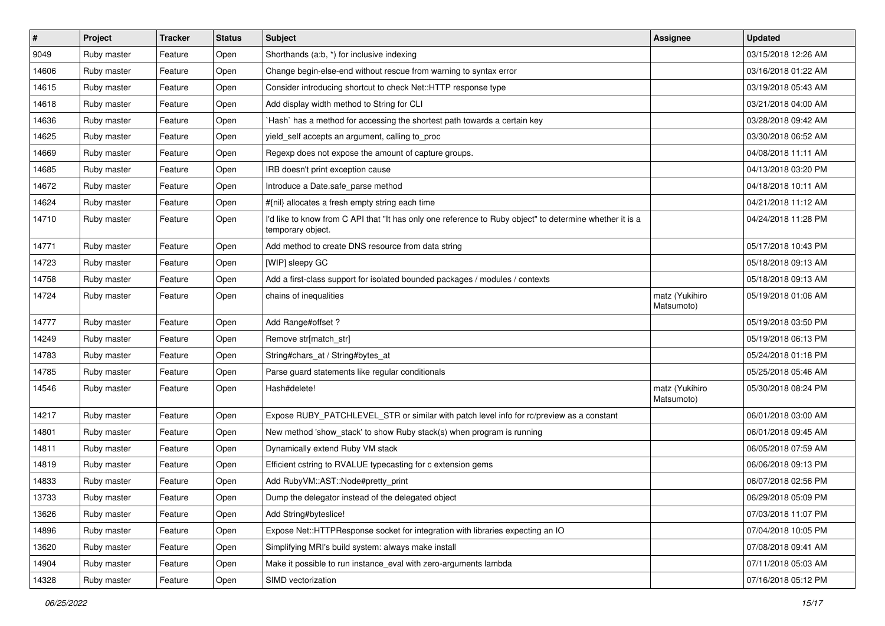| # | Project | Tracker | Status | Subject | Assignee | Updated |
|---|---|---|---|---|---|---|
| 9049 | Ruby master | Feature | Open | Shorthands (a:b, *) for inclusive indexing | | 03/15/2018 12:26 AM |
| 14606 | Ruby master | Feature | Open | Change begin-else-end without rescue from warning to syntax error | | 03/16/2018 01:22 AM |
| 14615 | Ruby master | Feature | Open | Consider introducing shortcut to check Net::HTTP response type | | 03/19/2018 05:43 AM |
| 14618 | Ruby master | Feature | Open | Add display width method to String for CLI | | 03/21/2018 04:00 AM |
| 14636 | Ruby master | Feature | Open | `Hash` has a method for accessing the shortest path towards a certain key | | 03/28/2018 09:42 AM |
| 14625 | Ruby master | Feature | Open | yield_self accepts an argument, calling to_proc | | 03/30/2018 06:52 AM |
| 14669 | Ruby master | Feature | Open | Regexp does not expose the amount of capture groups. | | 04/08/2018 11:11 AM |
| 14685 | Ruby master | Feature | Open | IRB doesn't print exception cause | | 04/13/2018 03:20 PM |
| 14672 | Ruby master | Feature | Open | Introduce a Date.safe_parse method | | 04/18/2018 10:11 AM |
| 14624 | Ruby master | Feature | Open | #{nil} allocates a fresh empty string each time | | 04/21/2018 11:12 AM |
| 14710 | Ruby master | Feature | Open | I'd like to know from C API that "It has only one reference to Ruby object" to determine whether it is a temporary object. | | 04/24/2018 11:28 PM |
| 14771 | Ruby master | Feature | Open | Add method to create DNS resource from data string | | 05/17/2018 10:43 PM |
| 14723 | Ruby master | Feature | Open | [WIP] sleepy GC | | 05/18/2018 09:13 AM |
| 14758 | Ruby master | Feature | Open | Add a first-class support for isolated bounded packages / modules / contexts | | 05/18/2018 09:13 AM |
| 14724 | Ruby master | Feature | Open | chains of inequalities | matz (Yukihiro Matsumoto) | 05/19/2018 01:06 AM |
| 14777 | Ruby master | Feature | Open | Add Range#offset ? | | 05/19/2018 03:50 PM |
| 14249 | Ruby master | Feature | Open | Remove str[match_str] | | 05/19/2018 06:13 PM |
| 14783 | Ruby master | Feature | Open | String#chars_at / String#bytes_at | | 05/24/2018 01:18 PM |
| 14785 | Ruby master | Feature | Open | Parse guard statements like regular conditionals | | 05/25/2018 05:46 AM |
| 14546 | Ruby master | Feature | Open | Hash#delete! | matz (Yukihiro Matsumoto) | 05/30/2018 08:24 PM |
| 14217 | Ruby master | Feature | Open | Expose RUBY_PATCHLEVEL_STR or similar with patch level info for rc/preview as a constant | | 06/01/2018 03:00 AM |
| 14801 | Ruby master | Feature | Open | New method 'show_stack' to show Ruby stack(s) when program is running | | 06/01/2018 09:45 AM |
| 14811 | Ruby master | Feature | Open | Dynamically extend Ruby VM stack | | 06/05/2018 07:59 AM |
| 14819 | Ruby master | Feature | Open | Efficient cstring to RVALUE typecasting for c extension gems | | 06/06/2018 09:13 PM |
| 14833 | Ruby master | Feature | Open | Add RubyVM::AST::Node#pretty_print | | 06/07/2018 02:56 PM |
| 13733 | Ruby master | Feature | Open | Dump the delegator instead of the delegated object | | 06/29/2018 05:09 PM |
| 13626 | Ruby master | Feature | Open | Add String#byteslice! | | 07/03/2018 11:07 PM |
| 14896 | Ruby master | Feature | Open | Expose Net::HTTPResponse socket for integration with libraries expecting an IO | | 07/04/2018 10:05 PM |
| 13620 | Ruby master | Feature | Open | Simplifying MRI's build system: always make install | | 07/08/2018 09:41 AM |
| 14904 | Ruby master | Feature | Open | Make it possible to run instance_eval with zero-arguments lambda | | 07/11/2018 05:03 AM |
| 14328 | Ruby master | Feature | Open | SIMD vectorization | | 07/16/2018 05:12 PM |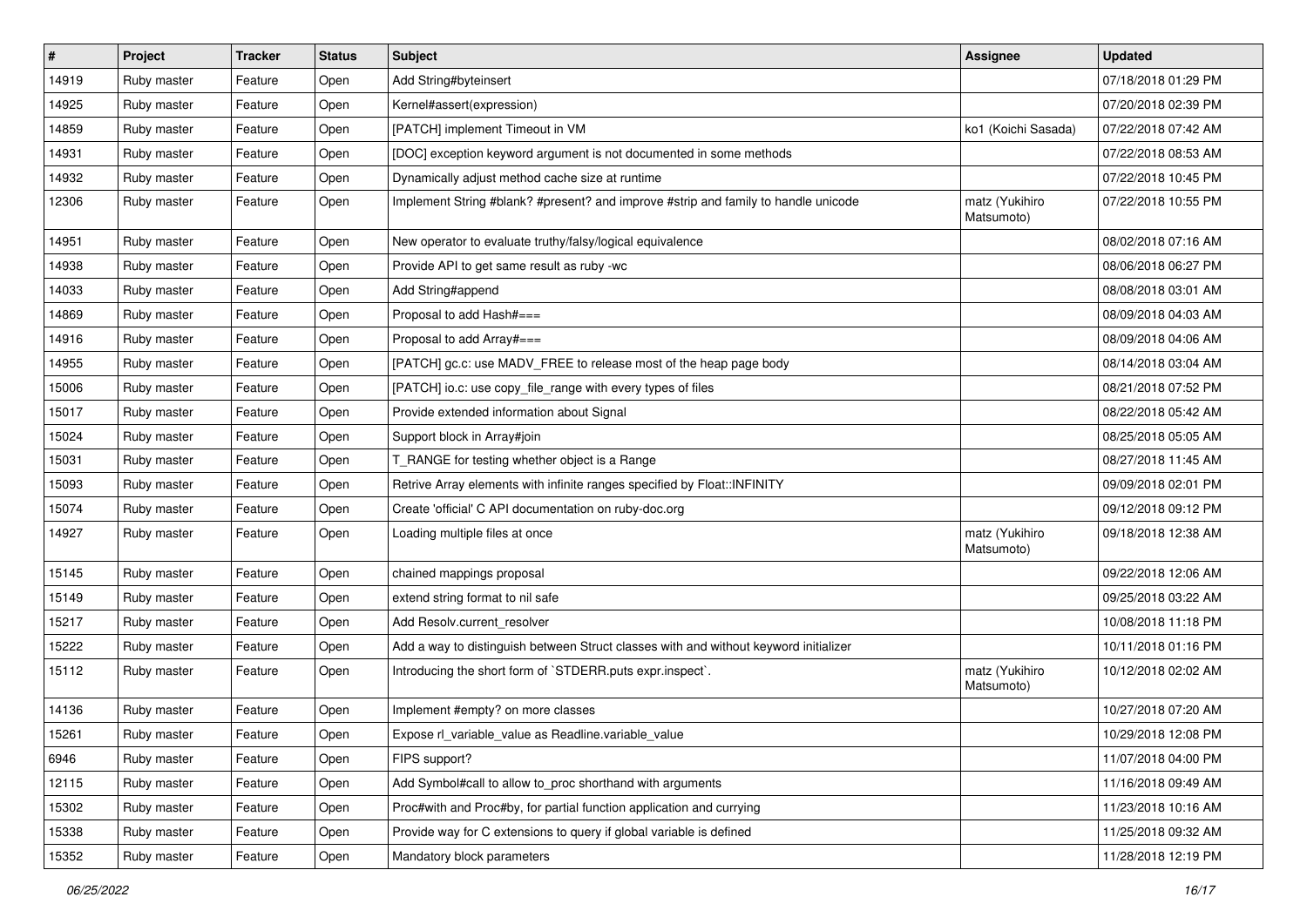| # | Project | Tracker | Status | Subject | Assignee | Updated |
|---|---|---|---|---|---|---|
| 14919 | Ruby master | Feature | Open | Add String#byteinsert | | 07/18/2018 01:29 PM |
| 14925 | Ruby master | Feature | Open | Kernel#assert(expression) | | 07/20/2018 02:39 PM |
| 14859 | Ruby master | Feature | Open | [PATCH] implement Timeout in VM | ko1 (Koichi Sasada) | 07/22/2018 07:42 AM |
| 14931 | Ruby master | Feature | Open | [DOC] exception keyword argument is not documented in some methods | | 07/22/2018 08:53 AM |
| 14932 | Ruby master | Feature | Open | Dynamically adjust method cache size at runtime | | 07/22/2018 10:45 PM |
| 12306 | Ruby master | Feature | Open | Implement String #blank? #present? and improve #strip and family to handle unicode | matz (Yukihiro Matsumoto) | 07/22/2018 10:55 PM |
| 14951 | Ruby master | Feature | Open | New operator to evaluate truthy/falsy/logical equivalence | | 08/02/2018 07:16 AM |
| 14938 | Ruby master | Feature | Open | Provide API to get same result as ruby -wc | | 08/06/2018 06:27 PM |
| 14033 | Ruby master | Feature | Open | Add String#append | | 08/08/2018 03:01 AM |
| 14869 | Ruby master | Feature | Open | Proposal to add Hash#=== | | 08/09/2018 04:03 AM |
| 14916 | Ruby master | Feature | Open | Proposal to add Array#=== | | 08/09/2018 04:06 AM |
| 14955 | Ruby master | Feature | Open | [PATCH] gc.c: use MADV_FREE to release most of the heap page body | | 08/14/2018 03:04 AM |
| 15006 | Ruby master | Feature | Open | [PATCH] io.c: use copy_file_range with every types of files | | 08/21/2018 07:52 PM |
| 15017 | Ruby master | Feature | Open | Provide extended information about Signal | | 08/22/2018 05:42 AM |
| 15024 | Ruby master | Feature | Open | Support block in Array#join | | 08/25/2018 05:05 AM |
| 15031 | Ruby master | Feature | Open | T_RANGE for testing whether object is a Range | | 08/27/2018 11:45 AM |
| 15093 | Ruby master | Feature | Open | Retrive Array elements with infinite ranges specified by Float::INFINITY | | 09/09/2018 02:01 PM |
| 15074 | Ruby master | Feature | Open | Create 'official' C API documentation on ruby-doc.org | | 09/12/2018 09:12 PM |
| 14927 | Ruby master | Feature | Open | Loading multiple files at once | matz (Yukihiro Matsumoto) | 09/18/2018 12:38 AM |
| 15145 | Ruby master | Feature | Open | chained mappings proposal | | 09/22/2018 12:06 AM |
| 15149 | Ruby master | Feature | Open | extend string format to nil safe | | 09/25/2018 03:22 AM |
| 15217 | Ruby master | Feature | Open | Add Resolv.current_resolver | | 10/08/2018 11:18 PM |
| 15222 | Ruby master | Feature | Open | Add a way to distinguish between Struct classes with and without keyword initializer | | 10/11/2018 01:16 PM |
| 15112 | Ruby master | Feature | Open | Introducing the short form of `STDERR.puts expr.inspect`. | matz (Yukihiro Matsumoto) | 10/12/2018 02:02 AM |
| 14136 | Ruby master | Feature | Open | Implement #empty? on more classes | | 10/27/2018 07:20 AM |
| 15261 | Ruby master | Feature | Open | Expose rl_variable_value as Readline.variable_value | | 10/29/2018 12:08 PM |
| 6946 | Ruby master | Feature | Open | FIPS support? | | 11/07/2018 04:00 PM |
| 12115 | Ruby master | Feature | Open | Add Symbol#call to allow to_proc shorthand with arguments | | 11/16/2018 09:49 AM |
| 15302 | Ruby master | Feature | Open | Proc#with and Proc#by, for partial function application and currying | | 11/23/2018 10:16 AM |
| 15338 | Ruby master | Feature | Open | Provide way for C extensions to query if global variable is defined | | 11/25/2018 09:32 AM |
| 15352 | Ruby master | Feature | Open | Mandatory block parameters | | 11/28/2018 12:19 PM |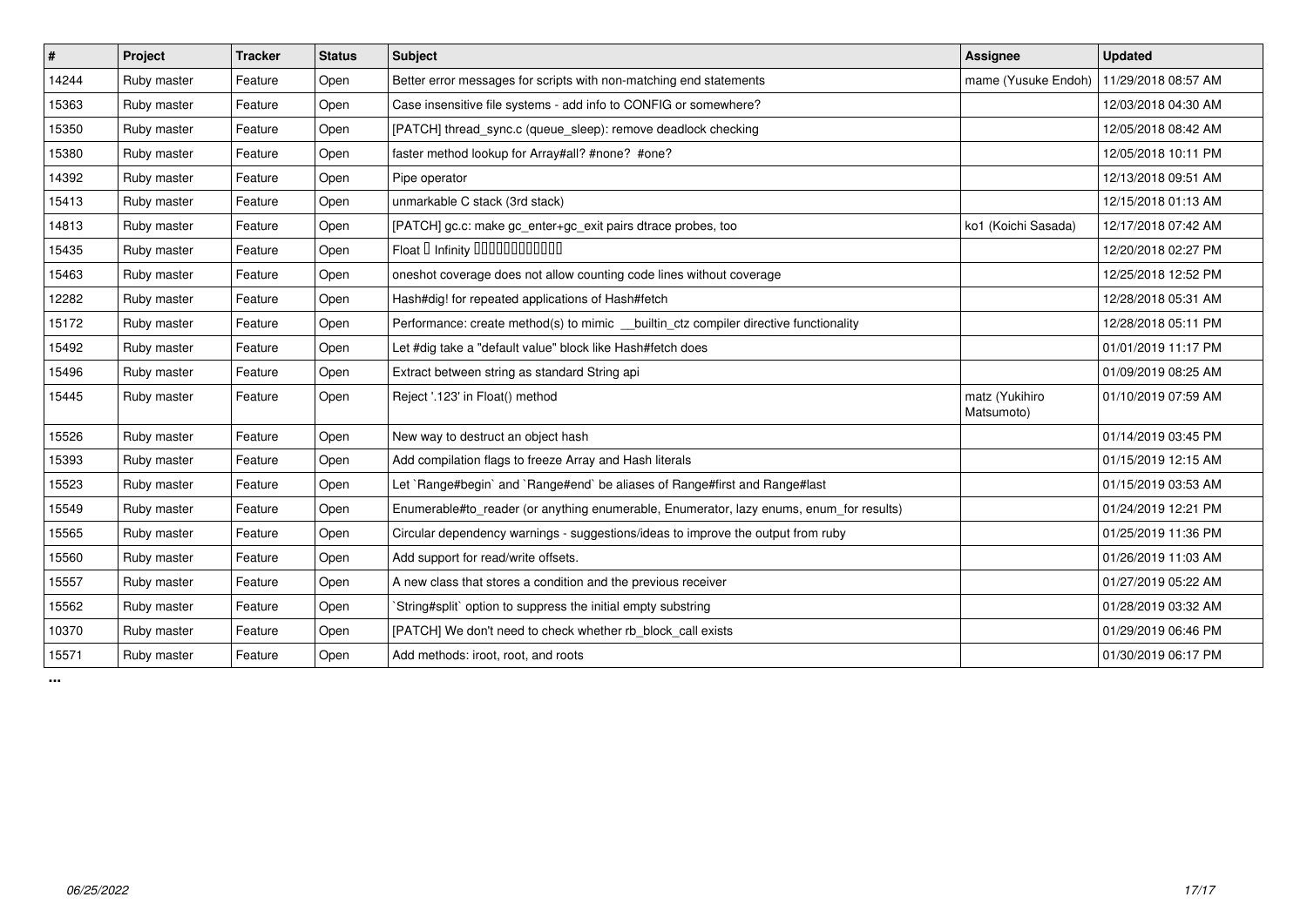| # | Project | Tracker | Status | Subject | Assignee | Updated |
|---|---|---|---|---|---|---|
| 14244 | Ruby master | Feature | Open | Better error messages for scripts with non-matching end statements | mame (Yusuke Endoh) | 11/29/2018 08:57 AM |
| 15363 | Ruby master | Feature | Open | Case insensitive file systems - add info to CONFIG or somewhere? | | 12/03/2018 04:30 AM |
| 15350 | Ruby master | Feature | Open | [PATCH] thread_sync.c (queue_sleep): remove deadlock checking | | 12/05/2018 08:42 AM |
| 15380 | Ruby master | Feature | Open | faster method lookup for Array#all? #none? #one? | | 12/05/2018 10:11 PM |
| 14392 | Ruby master | Feature | Open | Pipe operator | | 12/13/2018 09:51 AM |
| 15413 | Ruby master | Feature | Open | unmarkable C stack (3rd stack) | | 12/15/2018 01:13 AM |
| 14813 | Ruby master | Feature | Open | [PATCH] gc.c: make gc_enter+gc_exit pairs dtrace probes, too | ko1 (Koichi Sasada) | 12/17/2018 07:42 AM |
| 15435 | Ruby master | Feature | Open | Float � Infinity ������������ | | 12/20/2018 02:27 PM |
| 15463 | Ruby master | Feature | Open | oneshot coverage does not allow counting code lines without coverage | | 12/25/2018 12:52 PM |
| 12282 | Ruby master | Feature | Open | Hash#dig! for repeated applications of Hash#fetch | | 12/28/2018 05:31 AM |
| 15172 | Ruby master | Feature | Open | Performance: create method(s) to mimic __builtin_ctz compiler directive functionality | | 12/28/2018 05:11 PM |
| 15492 | Ruby master | Feature | Open | Let #dig take a "default value" block like Hash#fetch does | | 01/01/2019 11:17 PM |
| 15496 | Ruby master | Feature | Open | Extract between string as standard String api | | 01/09/2019 08:25 AM |
| 15445 | Ruby master | Feature | Open | Reject '.123' in Float() method | matz (Yukihiro Matsumoto) | 01/10/2019 07:59 AM |
| 15526 | Ruby master | Feature | Open | New way to destruct an object hash | | 01/14/2019 03:45 PM |
| 15393 | Ruby master | Feature | Open | Add compilation flags to freeze Array and Hash literals | | 01/15/2019 12:15 AM |
| 15523 | Ruby master | Feature | Open | Let `Range#begin` and `Range#end` be aliases of Range#first and Range#last | | 01/15/2019 03:53 AM |
| 15549 | Ruby master | Feature | Open | Enumerable#to_reader (or anything enumerable, Enumerator, lazy enums, enum_for results) | | 01/24/2019 12:21 PM |
| 15565 | Ruby master | Feature | Open | Circular dependency warnings - suggestions/ideas to improve the output from ruby | | 01/25/2019 11:36 PM |
| 15560 | Ruby master | Feature | Open | Add support for read/write offsets. | | 01/26/2019 11:03 AM |
| 15557 | Ruby master | Feature | Open | A new class that stores a condition and the previous receiver | | 01/27/2019 05:22 AM |
| 15562 | Ruby master | Feature | Open | `String#split` option to suppress the initial empty substring | | 01/28/2019 03:32 AM |
| 10370 | Ruby master | Feature | Open | [PATCH] We don't need to check whether rb_block_call exists | | 01/29/2019 06:46 PM |
| 15571 | Ruby master | Feature | Open | Add methods: iroot, root, and roots | | 01/30/2019 06:17 PM |

...